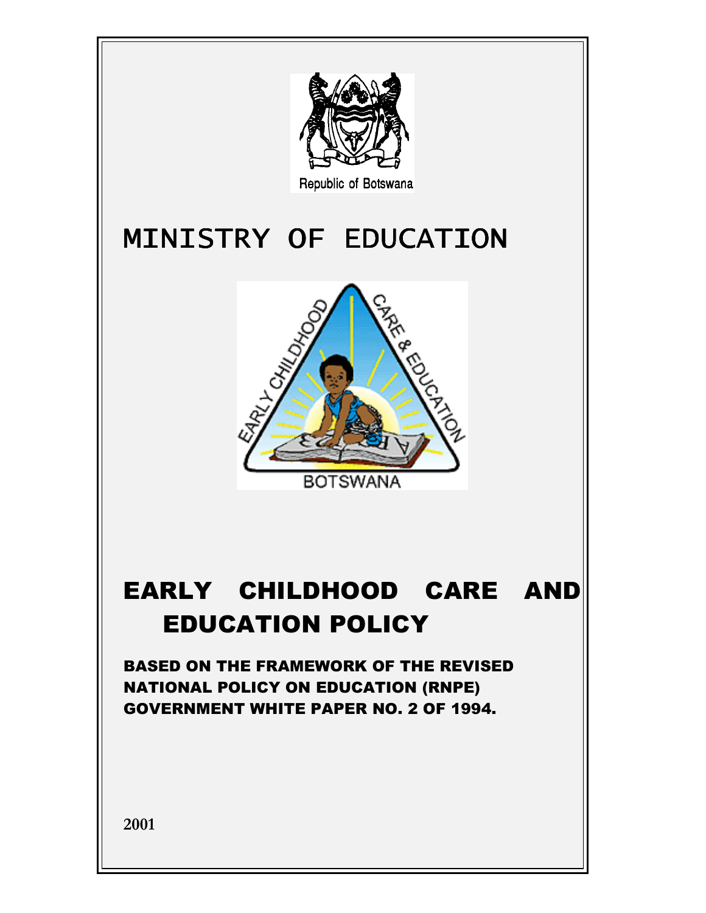Republic of Botswana

# MINISTRY OF EDUCATION

EARLY CHILDHOOD CARE & EDUCATION

BOTSWANA

# EARLY CHILDHOOD CARE AND EDUCATION POLICY

**BASED ON THE FRAMEWORK OF THE REVISED NATIONAL POLICY ON EDUCATION (RNPE) GOVERNMENT WHITE PAPER NO. 2 OF 1994.**

**2001**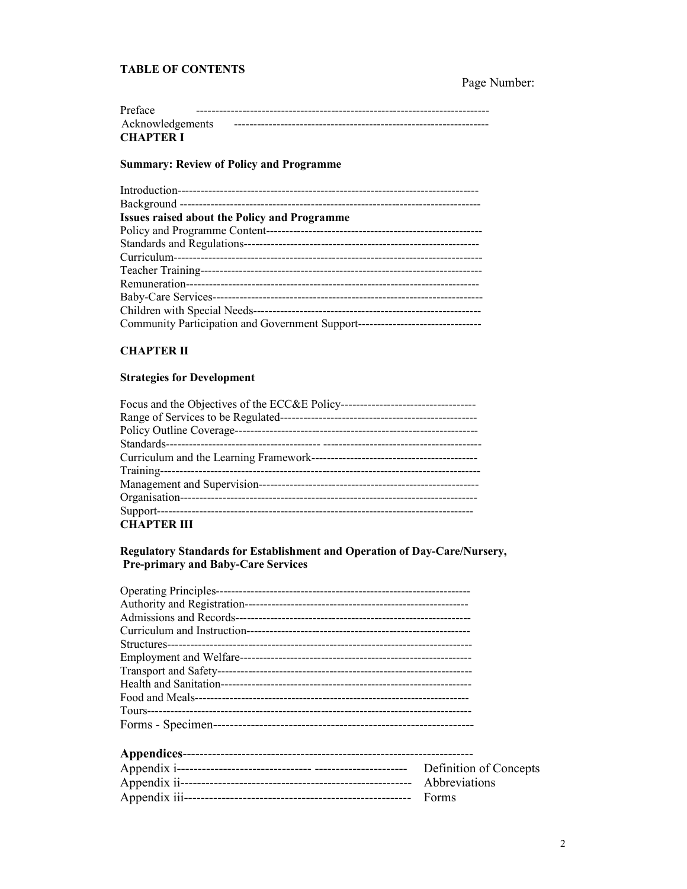**TABLE OF CONTENTS**

Page Number:

Preface ---------------------------------------------------------------------------

Acknowledgements -----------------------------------------------------------------

**CHAPTER I**

**Summary: Review of Policy and Programme**

Introduction-----------------------------------------------------------------------------

Background ------------------------------------------------------------------------------

**Issues raised about the Policy and Programme**

Policy and Programme Content-------------------------------------------------------

Standards and Regulations-----------------------------------------------------------

Curriculum-------------------------------------------------------------------------------

Teacher Training-----------------------------------------------------------------------

Remuneration---------------------------------------------------------------------------

Baby-Care Services--------------------------------------------------------------------

Children with Special Needs---------------------------------------------------------

Community Participation and Government Support--------------------------------

**CHAPTER II**

**Strategies for Development**

Focus and the Objectives of the ECC&E Policy----------------------------------

Range of Services to be Regulated--------------------------------------------------

Policy Outline Coverage---------------------------------------------------------------

Standards--------------------------------------- ----------------------------------------

Curriculum and the Learning Framework------------------------------------------

Training----------------------------------------------------------------------------------

Management and Supervision--------------------------------------------------------

Organisation----------------------------------------------------------------------------

Support----------------------------------------------------------------------------------

**CHAPTER III**

**Regulatory Standards for Establishment and Operation of Day-Care/Nursery, Pre-primary and Baby-Care Services**

Operating Principles-----------------------------------------------------------------

Authority and Registration---------------------------------------------------------

Admissions and Records------------------------------------------------------------

Curriculum and Instruction---------------------------------------------------------

Structures------------------------------------------------------------------------------

Employment and Welfare-----------------------------------------------------------

Transport and Safety-----------------------------------------------------------------

Health and Sanitation----------------------------------------------------------------

Food and Meals-----------------------------------------------------------------------

Tours------------------------------------------------------------------------------------

Forms - Specimen---------------------------------------------------------------

**Appendices**----------------------------------------------------------------------

Appendix i-------------------------------- ---------------------- Definition of Concepts

Appendix ii------------------------------------------------------ Abbreviations

Appendix iii----------------------------------------------------- Forms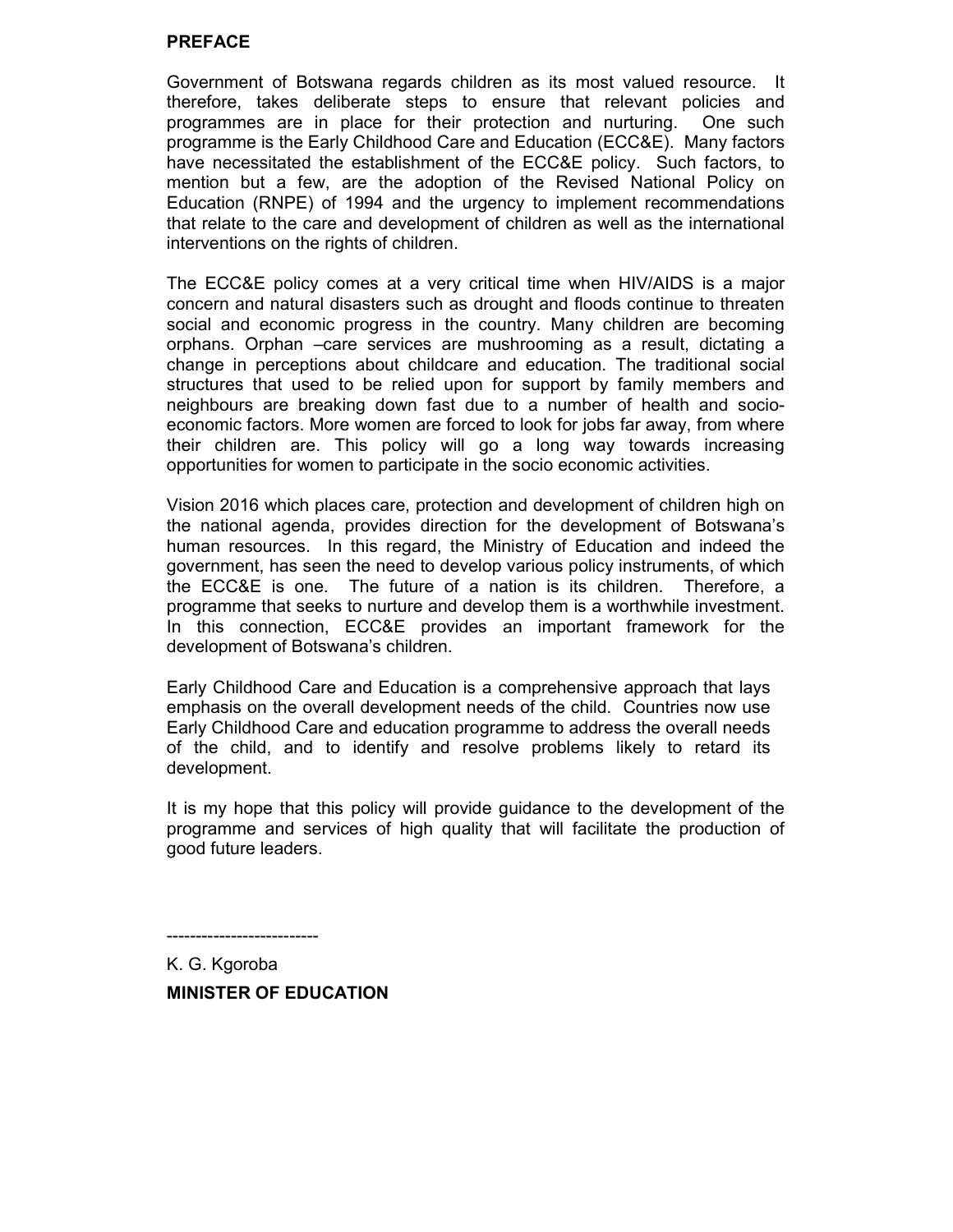## PREFACE

Government of Botswana regards children as its most valued resource. It therefore, takes deliberate steps to ensure that relevant policies and programmes are in place for their protection and nurturing. One such programme is the Early Childhood Care and Education (ECC&E). Many factors have necessitated the establishment of the ECC&E policy. Such factors, to mention but a few, are the adoption of the Revised National Policy on Education (RNPE) of 1994 and the urgency to implement recommendations that relate to the care and development of children as well as the international interventions on the rights of children.

The ECC&E policy comes at a very critical time when HIV/AIDS is a major concern and natural disasters such as drought and floods continue to threaten social and economic progress in the country. Many children are becoming orphans. Orphan –care services are mushrooming as a result, dictating a change in perceptions about childcare and education. The traditional social structures that used to be relied upon for support by family members and neighbours are breaking down fast due to a number of health and socio-economic factors. More women are forced to look for jobs far away, from where their children are. This policy will go a long way towards increasing opportunities for women to participate in the socio economic activities.

Vision 2016 which places care, protection and development of children high on the national agenda, provides direction for the development of Botswana's human resources. In this regard, the Ministry of Education and indeed the government, has seen the need to develop various policy instruments, of which the ECC&E is one. The future of a nation is its children. Therefore, a programme that seeks to nurture and develop them is a worthwhile investment. In this connection, ECC&E provides an important framework for the development of Botswana's children.

Early Childhood Care and Education is a comprehensive approach that lays emphasis on the overall development needs of the child. Countries now use Early Childhood Care and education programme to address the overall needs of the child, and to identify and resolve problems likely to retard its development.

It is my hope that this policy will provide guidance to the development of the programme and services of high quality that will facilitate the production of good future leaders.

--------------------------

K. G. Kgoroba

**MINISTER OF EDUCATION**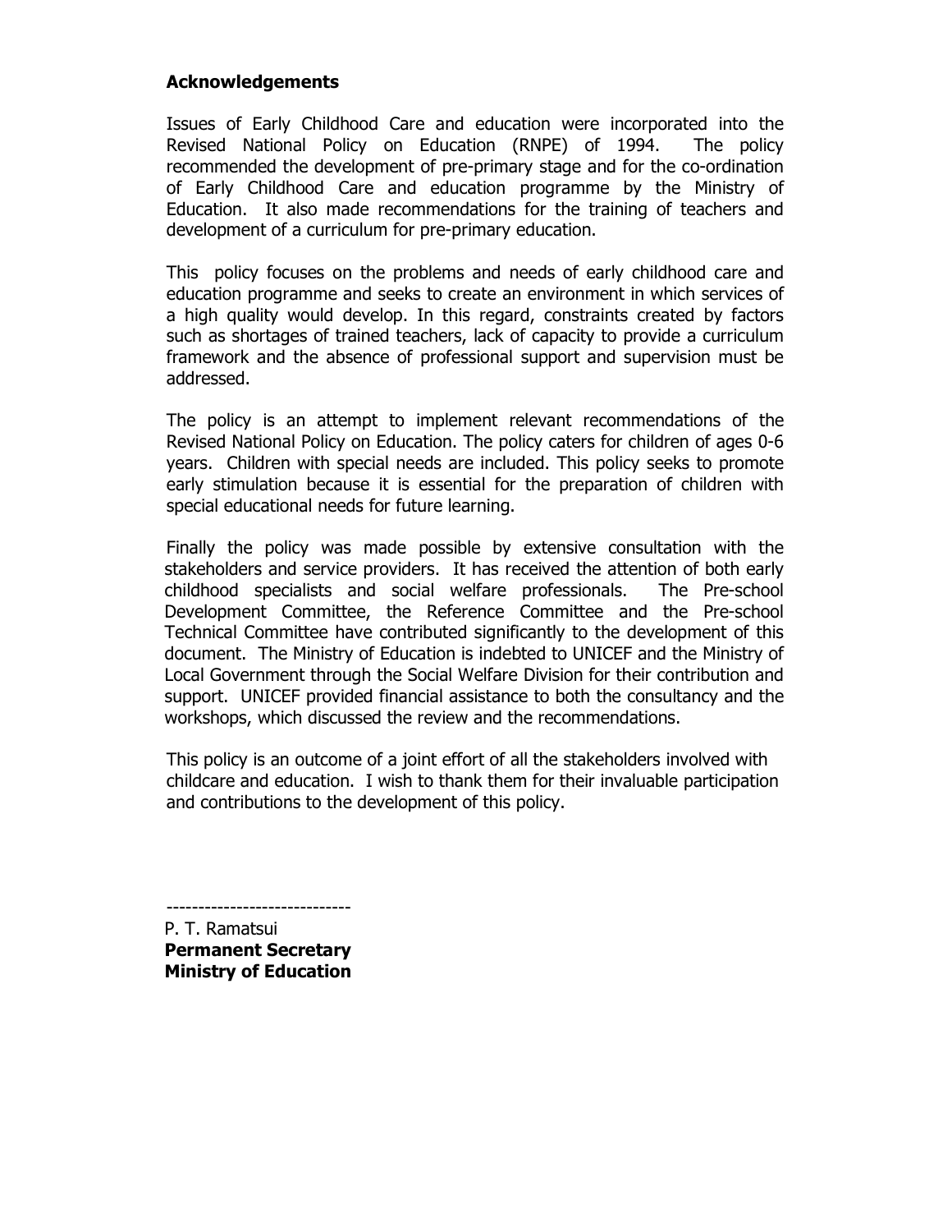## Acknowledgements

Issues of Early Childhood Care and education were incorporated into the Revised National Policy on Education (RNPE) of 1994. The policy recommended the development of pre-primary stage and for the co-ordination of Early Childhood Care and education programme by the Ministry of Education. It also made recommendations for the training of teachers and development of a curriculum for pre-primary education.

This policy focuses on the problems and needs of early childhood care and education programme and seeks to create an environment in which services of a high quality would develop. In this regard, constraints created by factors such as shortages of trained teachers, lack of capacity to provide a curriculum framework and the absence of professional support and supervision must be addressed.

The policy is an attempt to implement relevant recommendations of the Revised National Policy on Education. The policy caters for children of ages 0-6 years. Children with special needs are included. This policy seeks to promote early stimulation because it is essential for the preparation of children with special educational needs for future learning.

Finally the policy was made possible by extensive consultation with the stakeholders and service providers. It has received the attention of both early childhood specialists and social welfare professionals. The Pre-school Development Committee, the Reference Committee and the Pre-school Technical Committee have contributed significantly to the development of this document. The Ministry of Education is indebted to UNICEF and the Ministry of Local Government through the Social Welfare Division for their contribution and support. UNICEF provided financial assistance to both the consultancy and the workshops, which discussed the review and the recommendations.

This policy is an outcome of a joint effort of all the stakeholders involved with childcare and education. I wish to thank them for their invaluable participation and contributions to the development of this policy.

-----------------------------

P. T. Ramatsui
**Permanent Secretary**
**Ministry of Education**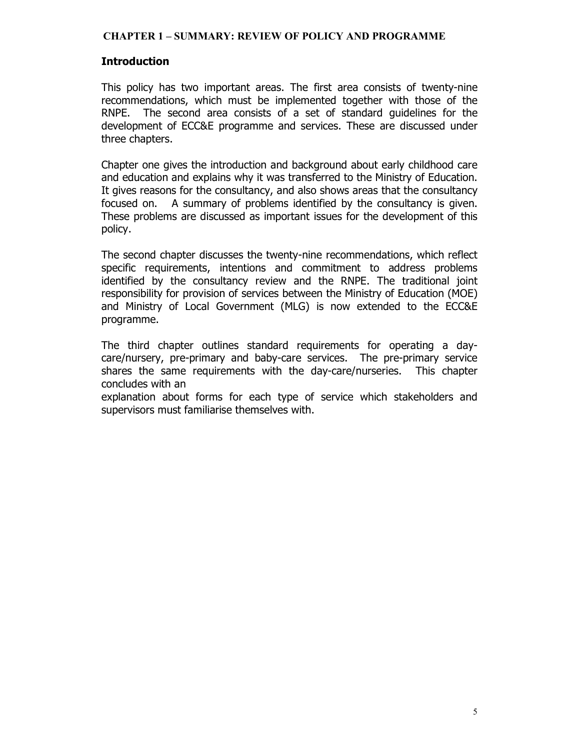# CHAPTER 1 – SUMMARY: REVIEW OF POLICY AND PROGRAMME

## Introduction

This policy has two important areas. The first area consists of twenty-nine recommendations, which must be implemented together with those of the RNPE. The second area consists of a set of standard guidelines for the development of ECC&E programme and services. These are discussed under three chapters.

Chapter one gives the introduction and background about early childhood care and education and explains why it was transferred to the Ministry of Education. It gives reasons for the consultancy, and also shows areas that the consultancy focused on. A summary of problems identified by the consultancy is given. These problems are discussed as important issues for the development of this policy.

The second chapter discusses the twenty-nine recommendations, which reflect specific requirements, intentions and commitment to address problems identified by the consultancy review and the RNPE. The traditional joint responsibility for provision of services between the Ministry of Education (MOE) and Ministry of Local Government (MLG) is now extended to the ECC&E programme.

The third chapter outlines standard requirements for operating a day-care/nursery, pre-primary and baby-care services. The pre-primary service shares the same requirements with the day-care/nurseries. This chapter concludes with an explanation about forms for each type of service which stakeholders and supervisors must familiarise themselves with.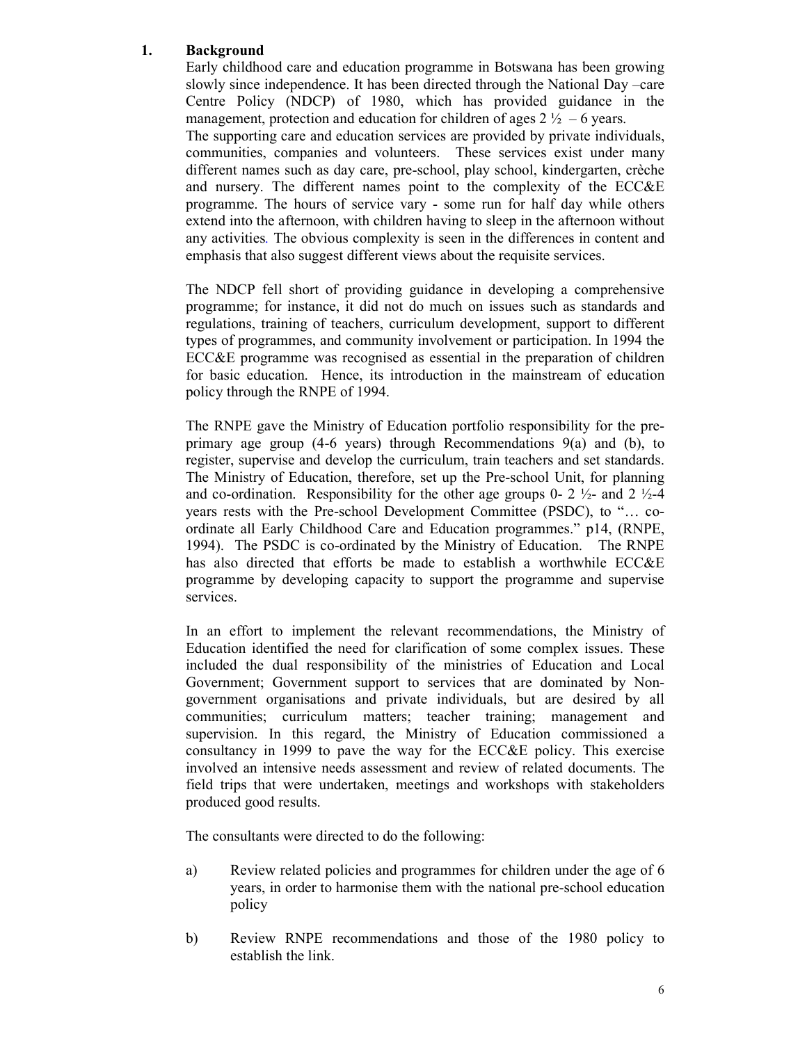## 1. Background

Early childhood care and education programme in Botswana has been growing slowly since independence. It has been directed through the National Day –care Centre Policy (NDCP) of 1980, which has provided guidance in the management, protection and education for children of ages 2 ½ – 6 years.

The supporting care and education services are provided by private individuals, communities, companies and volunteers. These services exist under many different names such as day care, pre-school, play school, kindergarten, crèche and nursery. The different names point to the complexity of the ECC&E programme. The hours of service vary - some run for half day while others extend into the afternoon, with children having to sleep in the afternoon without any activities. The obvious complexity is seen in the differences in content and emphasis that also suggest different views about the requisite services.

The NDCP fell short of providing guidance in developing a comprehensive programme; for instance, it did not do much on issues such as standards and regulations, training of teachers, curriculum development, support to different types of programmes, and community involvement or participation. In 1994 the ECC&E programme was recognised as essential in the preparation of children for basic education. Hence, its introduction in the mainstream of education policy through the RNPE of 1994.

The RNPE gave the Ministry of Education portfolio responsibility for the pre-primary age group (4-6 years) through Recommendations 9(a) and (b), to register, supervise and develop the curriculum, train teachers and set standards. The Ministry of Education, therefore, set up the Pre-school Unit, for planning and co-ordination. Responsibility for the other age groups 0- 2 ½- and 2 ½-4 years rests with the Pre-school Development Committee (PSDC), to "… co-ordinate all Early Childhood Care and Education programmes." p14, (RNPE, 1994). The PSDC is co-ordinated by the Ministry of Education. The RNPE has also directed that efforts be made to establish a worthwhile ECC&E programme by developing capacity to support the programme and supervise services.

In an effort to implement the relevant recommendations, the Ministry of Education identified the need for clarification of some complex issues. These included the dual responsibility of the ministries of Education and Local Government; Government support to services that are dominated by Non-government organisations and private individuals, but are desired by all communities; curriculum matters; teacher training; management and supervision. In this regard, the Ministry of Education commissioned a consultancy in 1999 to pave the way for the ECC&E policy. This exercise involved an intensive needs assessment and review of related documents. The field trips that were undertaken, meetings and workshops with stakeholders produced good results.

The consultants were directed to do the following:

a) Review related policies and programmes for children under the age of 6 years, in order to harmonise them with the national pre-school education policy

b) Review RNPE recommendations and those of the 1980 policy to establish the link.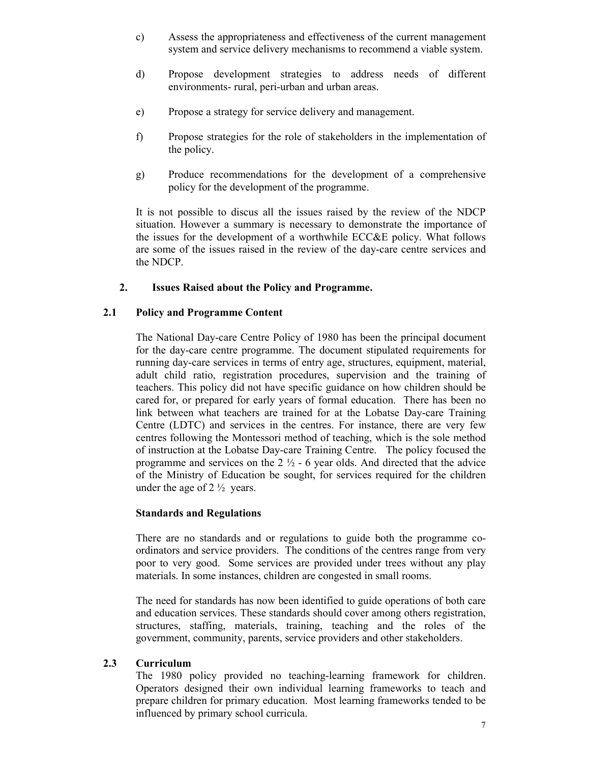c) Assess the appropriateness and effectiveness of the current management system and service delivery mechanisms to recommend a viable system.

d) Propose development strategies to address needs of different environments- rural, peri-urban and urban areas.

e) Propose a strategy for service delivery and management.

f) Propose strategies for the role of stakeholders in the implementation of the policy.

g) Produce recommendations for the development of a comprehensive policy for the development of the programme.

It is not possible to discus all the issues raised by the review of the NDCP situation. However a summary is necessary to demonstrate the importance of the issues for the development of a worthwhile ECC&E policy. What follows are some of the issues raised in the review of the day-care centre services and the NDCP.

## 2. Issues Raised about the Policy and Programme.

### 2.1 Policy and Programme Content

The National Day-care Centre Policy of 1980 has been the principal document for the day-care centre programme. The document stipulated requirements for running day-care services in terms of entry age, structures, equipment, material, adult child ratio, registration procedures, supervision and the training of teachers. This policy did not have specific guidance on how children should be cared for, or prepared for early years of formal education. There has been no link between what teachers are trained for at the Lobatse Day-care Training Centre (LDTC) and services in the centres. For instance, there are very few centres following the Montessori method of teaching, which is the sole method of instruction at the Lobatse Day-care Training Centre. The policy focused the programme and services on the 2 ½ - 6 year olds. And directed that the advice of the Ministry of Education be sought, for services required for the children under the age of 2 ½ years.

**Standards and Regulations**

There are no standards and or regulations to guide both the programme co-ordinators and service providers. The conditions of the centres range from very poor to very good. Some services are provided under trees without any play materials. In some instances, children are congested in small rooms.

The need for standards has now been identified to guide operations of both care and education services. These standards should cover among others registration, structures, staffing, materials, training, teaching and the roles of the government, community, parents, service providers and other stakeholders.

### 2.3 Curriculum

The 1980 policy provided no teaching-learning framework for children. Operators designed their own individual learning frameworks to teach and prepare children for primary education. Most learning frameworks tended to be influenced by primary school curricula.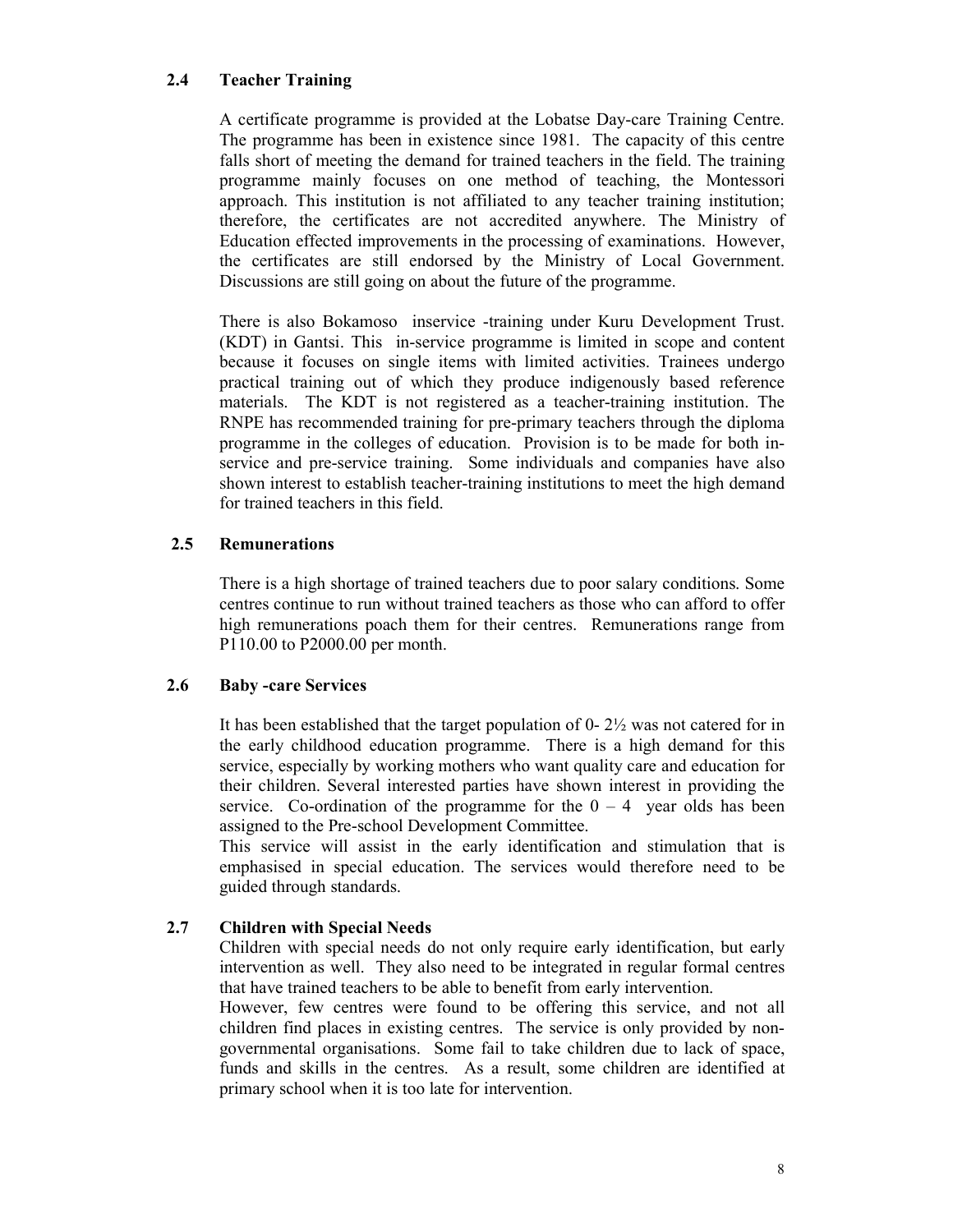### 2.4 Teacher Training

A certificate programme is provided at the Lobatse Day-care Training Centre. The programme has been in existence since 1981. The capacity of this centre falls short of meeting the demand for trained teachers in the field. The training programme mainly focuses on one method of teaching, the Montessori approach. This institution is not affiliated to any teacher training institution; therefore, the certificates are not accredited anywhere. The Ministry of Education effected improvements in the processing of examinations. However, the certificates are still endorsed by the Ministry of Local Government. Discussions are still going on about the future of the programme.

There is also Bokamoso inservice -training under Kuru Development Trust. (KDT) in Gantsi. This in-service programme is limited in scope and content because it focuses on single items with limited activities. Trainees undergo practical training out of which they produce indigenously based reference materials. The KDT is not registered as a teacher-training institution. The RNPE has recommended training for pre-primary teachers through the diploma programme in the colleges of education. Provision is to be made for both in-service and pre-service training. Some individuals and companies have also shown interest to establish teacher-training institutions to meet the high demand for trained teachers in this field.

### 2.5 Remunerations

There is a high shortage of trained teachers due to poor salary conditions. Some centres continue to run without trained teachers as those who can afford to offer high remunerations poach them for their centres. Remunerations range from P110.00 to P2000.00 per month.

### 2.6 Baby -care Services

It has been established that the target population of 0- 2½ was not catered for in the early childhood education programme. There is a high demand for this service, especially by working mothers who want quality care and education for their children. Several interested parties have shown interest in providing the service. Co-ordination of the programme for the 0 – 4 year olds has been assigned to the Pre-school Development Committee.

This service will assist in the early identification and stimulation that is emphasised in special education. The services would therefore need to be guided through standards.

### 2.7 Children with Special Needs

Children with special needs do not only require early identification, but early intervention as well. They also need to be integrated in regular formal centres that have trained teachers to be able to benefit from early intervention.

However, few centres were found to be offering this service, and not all children find places in existing centres. The service is only provided by non-governmental organisations. Some fail to take children due to lack of space, funds and skills in the centres. As a result, some children are identified at primary school when it is too late for intervention.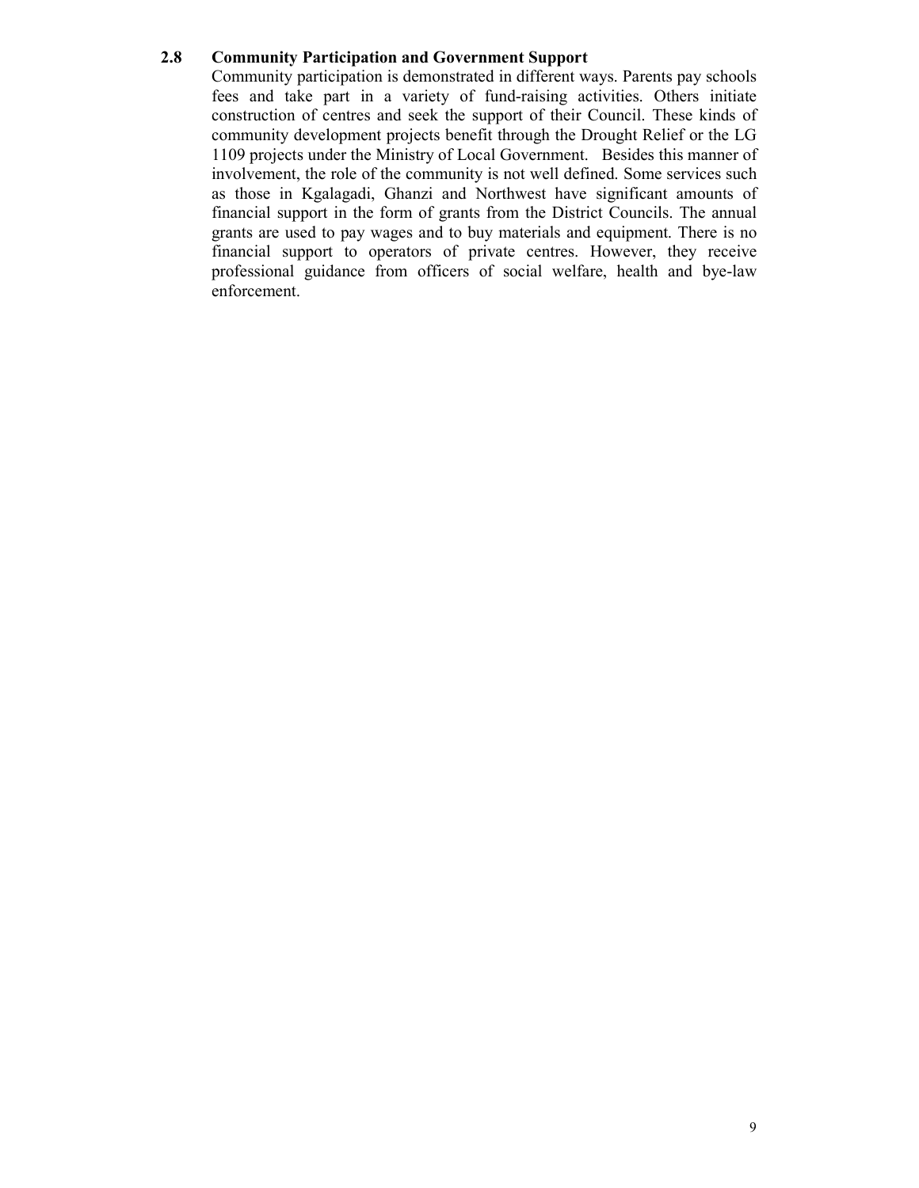### 2.8 Community Participation and Government Support

Community participation is demonstrated in different ways. Parents pay schools fees and take part in a variety of fund-raising activities. Others initiate construction of centres and seek the support of their Council. These kinds of community development projects benefit through the Drought Relief or the LG 1109 projects under the Ministry of Local Government. Besides this manner of involvement, the role of the community is not well defined. Some services such as those in Kgalagadi, Ghanzi and Northwest have significant amounts of financial support in the form of grants from the District Councils. The annual grants are used to pay wages and to buy materials and equipment. There is no financial support to operators of private centres. However, they receive professional guidance from officers of social welfare, health and bye-law enforcement.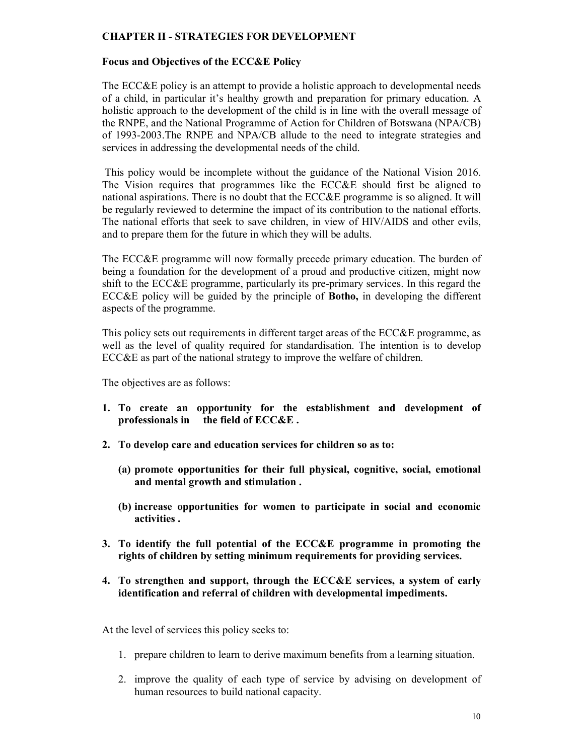## CHAPTER II - STRATEGIES FOR DEVELOPMENT

### Focus and Objectives of the ECC&E Policy

The ECC&E policy is an attempt to provide a holistic approach to developmental needs of a child, in particular it's healthy growth and preparation for primary education. A holistic approach to the development of the child is in line with the overall message of the RNPE, and the National Programme of Action for Children of Botswana (NPA/CB) of 1993-2003.The RNPE and NPA/CB allude to the need to integrate strategies and services in addressing the developmental needs of the child.

This policy would be incomplete without the guidance of the National Vision 2016. The Vision requires that programmes like the ECC&E should first be aligned to national aspirations. There is no doubt that the ECC&E programme is so aligned. It will be regularly reviewed to determine the impact of its contribution to the national efforts. The national efforts that seek to save children, in view of HIV/AIDS and other evils, and to prepare them for the future in which they will be adults.

The ECC&E programme will now formally precede primary education. The burden of being a foundation for the development of a proud and productive citizen, might now shift to the ECC&E programme, particularly its pre-primary services. In this regard the ECC&E policy will be guided by the principle of **Botho,** in developing the different aspects of the programme.

This policy sets out requirements in different target areas of the ECC&E programme, as well as the level of quality required for standardisation. The intention is to develop ECC&E as part of the national strategy to improve the welfare of children.

The objectives are as follows:

1. **To create an opportunity for the establishment and development of professionals in the field of ECC&E .**
2. **To develop care and education services for children so as to:**
   **(a) promote opportunities for their full physical, cognitive, social, emotional and mental growth and stimulation .**
   **(b) increase opportunities for women to participate in social and economic activities .**
3. **To identify the full potential of the ECC&E programme in promoting the rights of children by setting minimum requirements for providing services.**
4. **To strengthen and support, through the ECC&E services, a system of early identification and referral of children with developmental impediments.**

At the level of services this policy seeks to:

1. prepare children to learn to derive maximum benefits from a learning situation.
2. improve the quality of each type of service by advising on development of human resources to build national capacity.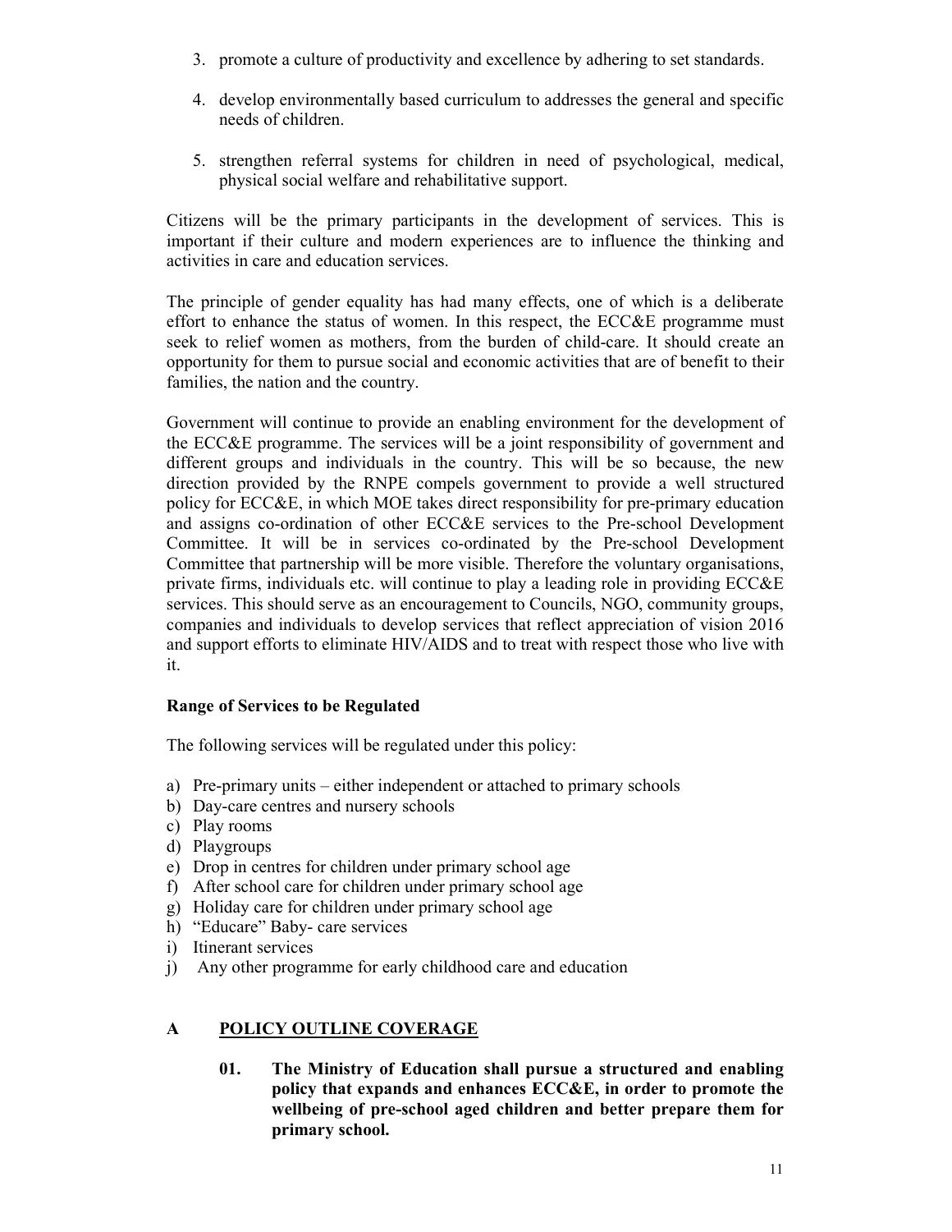3. promote a culture of productivity and excellence by adhering to set standards.

4. develop environmentally based curriculum to addresses the general and specific needs of children.

5. strengthen referral systems for children in need of psychological, medical, physical social welfare and rehabilitative support.

Citizens will be the primary participants in the development of services. This is important if their culture and modern experiences are to influence the thinking and activities in care and education services.

The principle of gender equality has had many effects, one of which is a deliberate effort to enhance the status of women. In this respect, the ECC&E programme must seek to relief women as mothers, from the burden of child-care. It should create an opportunity for them to pursue social and economic activities that are of benefit to their families, the nation and the country.

Government will continue to provide an enabling environment for the development of the ECC&E programme. The services will be a joint responsibility of government and different groups and individuals in the country. This will be so because, the new direction provided by the RNPE compels government to provide a well structured policy for ECC&E, in which MOE takes direct responsibility for pre-primary education and assigns co-ordination of other ECC&E services to the Pre-school Development Committee. It will be in services co-ordinated by the Pre-school Development Committee that partnership will be more visible. Therefore the voluntary organisations, private firms, individuals etc. will continue to play a leading role in providing ECC&E services. This should serve as an encouragement to Councils, NGO, community groups, companies and individuals to develop services that reflect appreciation of vision 2016 and support efforts to eliminate HIV/AIDS and to treat with respect those who live with it.

**Range of Services to be Regulated**

The following services will be regulated under this policy:

a) Pre-primary units – either independent or attached to primary schools
b) Day-care centres and nursery schools
c) Play rooms
d) Playgroups
e) Drop in centres for children under primary school age
f) After school care for children under primary school age
g) Holiday care for children under primary school age
h) "Educare" Baby- care services
i) Itinerant services
j) Any other programme for early childhood care and education

## A POLICY OUTLINE COVERAGE

**01. The Ministry of Education shall pursue a structured and enabling policy that expands and enhances ECC&E, in order to promote the wellbeing of pre-school aged children and better prepare them for primary school.**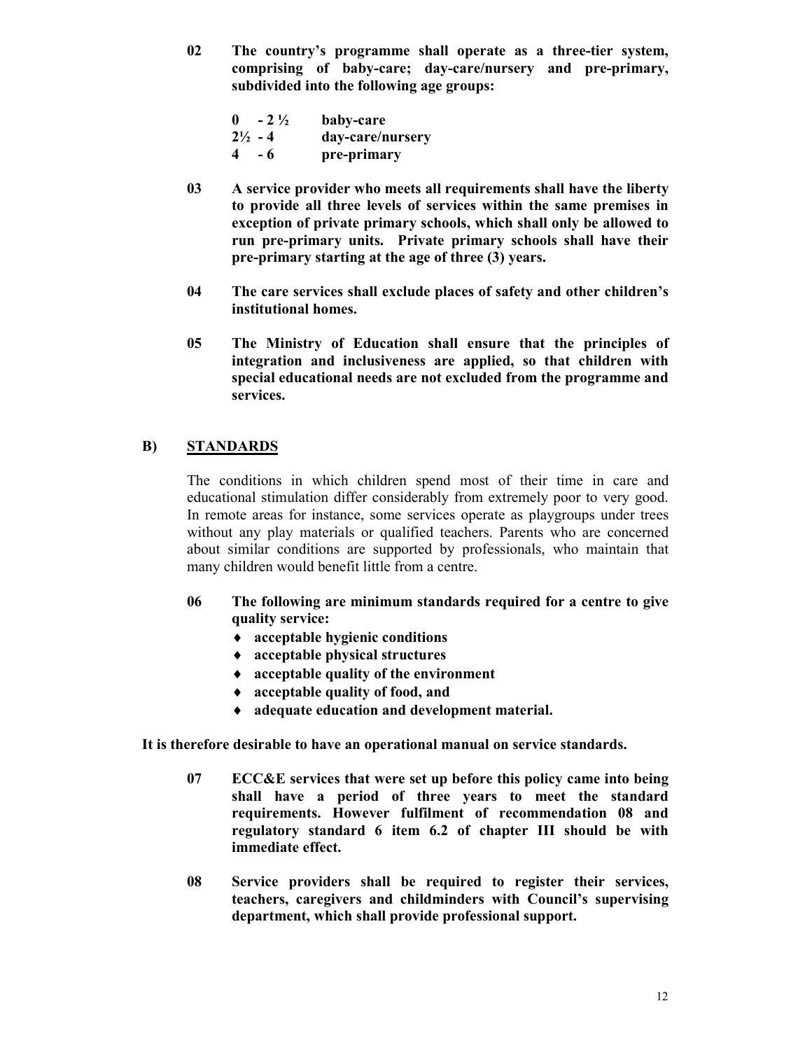**02 The country's programme shall operate as a three-tier system, comprising of baby-care; day-care/nursery and pre-primary, subdivided into the following age groups:**

| | |
|---|---|
| **0 - 2 ½** | **baby-care** |
| **2½ - 4** | **day-care/nursery** |
| **4 - 6** | **pre-primary** |

**03 A service provider who meets all requirements shall have the liberty to provide all three levels of services within the same premises in exception of private primary schools, which shall only be allowed to run pre-primary units. Private primary schools shall have their pre-primary starting at the age of three (3) years.**

**04 The care services shall exclude places of safety and other children's institutional homes.**

**05 The Ministry of Education shall ensure that the principles of integration and inclusiveness are applied, so that children with special educational needs are not excluded from the programme and services.**

## B) STANDARDS

The conditions in which children spend most of their time in care and educational stimulation differ considerably from extremely poor to very good. In remote areas for instance, some services operate as playgroups under trees without any play materials or qualified teachers. Parents who are concerned about similar conditions are supported by professionals, who maintain that many children would benefit little from a centre.

**06 The following are minimum standards required for a centre to give quality service:**

- **acceptable hygienic conditions**
- **acceptable physical structures**
- **acceptable quality of the environment**
- **acceptable quality of food, and**
- **adequate education and development material.**

**It is therefore desirable to have an operational manual on service standards.**

**07 ECC&E services that were set up before this policy came into being shall have a period of three years to meet the standard requirements. However fulfilment of recommendation 08 and regulatory standard 6 item 6.2 of chapter III should be with immediate effect.**

**08 Service providers shall be required to register their services, teachers, caregivers and childminders with Council's supervising department, which shall provide professional support.**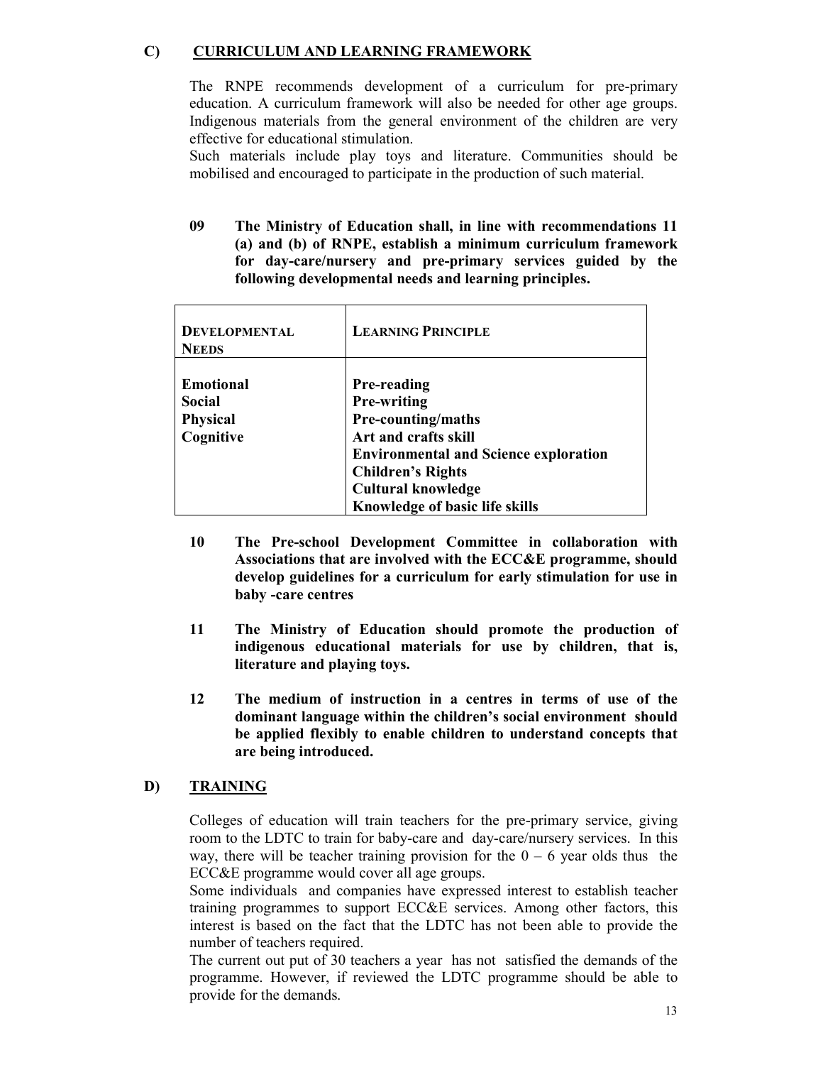## C) CURRICULUM AND LEARNING FRAMEWORK

The RNPE recommends development of a curriculum for pre-primary education. A curriculum framework will also be needed for other age groups. Indigenous materials from the general environment of the children are very effective for educational stimulation.
Such materials include play toys and literature. Communities should be mobilised and encouraged to participate in the production of such material.

**09 The Ministry of Education shall, in line with recommendations 11 (a) and (b) of RNPE, establish a minimum curriculum framework for day-care/nursery and pre-primary services guided by the following developmental needs and learning principles.**

| DEVELOPMENTAL NEEDS | LEARNING PRINCIPLE |
|---|---|
| **Emotional**<br>**Social**<br>**Physical**<br>**Cognitive** | **Pre-reading**<br>**Pre-writing**<br>**Pre-counting/maths**<br>**Art and crafts skill**<br>**Environmental and Science exploration**<br>**Children's Rights**<br>**Cultural knowledge**<br>**Knowledge of basic life skills** |

**10 The Pre-school Development Committee in collaboration with Associations that are involved with the ECC&E programme, should develop guidelines for a curriculum for early stimulation for use in baby -care centres**

**11 The Ministry of Education should promote the production of indigenous educational materials for use by children, that is, literature and playing toys.**

**12 The medium of instruction in a centres in terms of use of the dominant language within the children's social environment should be applied flexibly to enable children to understand concepts that are being introduced.**

## D) TRAINING

Colleges of education will train teachers for the pre-primary service, giving room to the LDTC to train for baby-care and day-care/nursery services. In this way, there will be teacher training provision for the 0 – 6 year olds thus the ECC&E programme would cover all age groups.
Some individuals and companies have expressed interest to establish teacher training programmes to support ECC&E services. Among other factors, this interest is based on the fact that the LDTC has not been able to provide the number of teachers required.
The current out put of 30 teachers a year has not satisfied the demands of the programme. However, if reviewed the LDTC programme should be able to provide for the demands.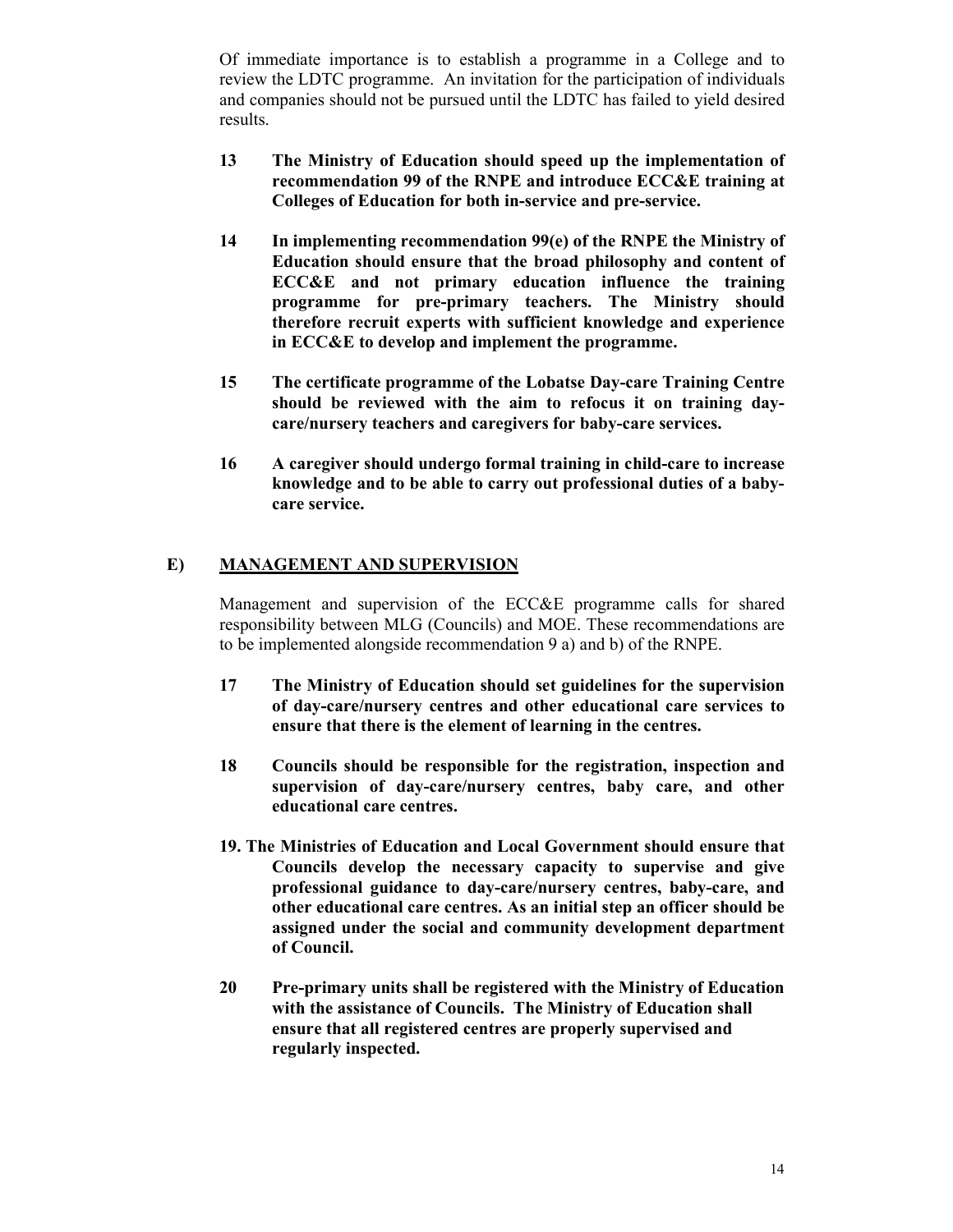Of immediate importance is to establish a programme in a College and to review the LDTC programme. An invitation for the participation of individuals and companies should not be pursued until the LDTC has failed to yield desired results.

**13 The Ministry of Education should speed up the implementation of recommendation 99 of the RNPE and introduce ECC&E training at Colleges of Education for both in-service and pre-service.**

**14 In implementing recommendation 99(e) of the RNPE the Ministry of Education should ensure that the broad philosophy and content of ECC&E and not primary education influence the training programme for pre-primary teachers. The Ministry should therefore recruit experts with sufficient knowledge and experience in ECC&E to develop and implement the programme.**

**15 The certificate programme of the Lobatse Day-care Training Centre should be reviewed with the aim to refocus it on training day-care/nursery teachers and caregivers for baby-care services.**

**16 A caregiver should undergo formal training in child-care to increase knowledge and to be able to carry out professional duties of a baby-care service.**

## E) MANAGEMENT AND SUPERVISION

Management and supervision of the ECC&E programme calls for shared responsibility between MLG (Councils) and MOE. These recommendations are to be implemented alongside recommendation 9 a) and b) of the RNPE.

**17 The Ministry of Education should set guidelines for the supervision of day-care/nursery centres and other educational care services to ensure that there is the element of learning in the centres.**

**18 Councils should be responsible for the registration, inspection and supervision of day-care/nursery centres, baby care, and other educational care centres.**

**19. The Ministries of Education and Local Government should ensure that Councils develop the necessary capacity to supervise and give professional guidance to day-care/nursery centres, baby-care, and other educational care centres. As an initial step an officer should be assigned under the social and community development department of Council.**

**20 Pre-primary units shall be registered with the Ministry of Education with the assistance of Councils. The Ministry of Education shall ensure that all registered centres are properly supervised and regularly inspected.**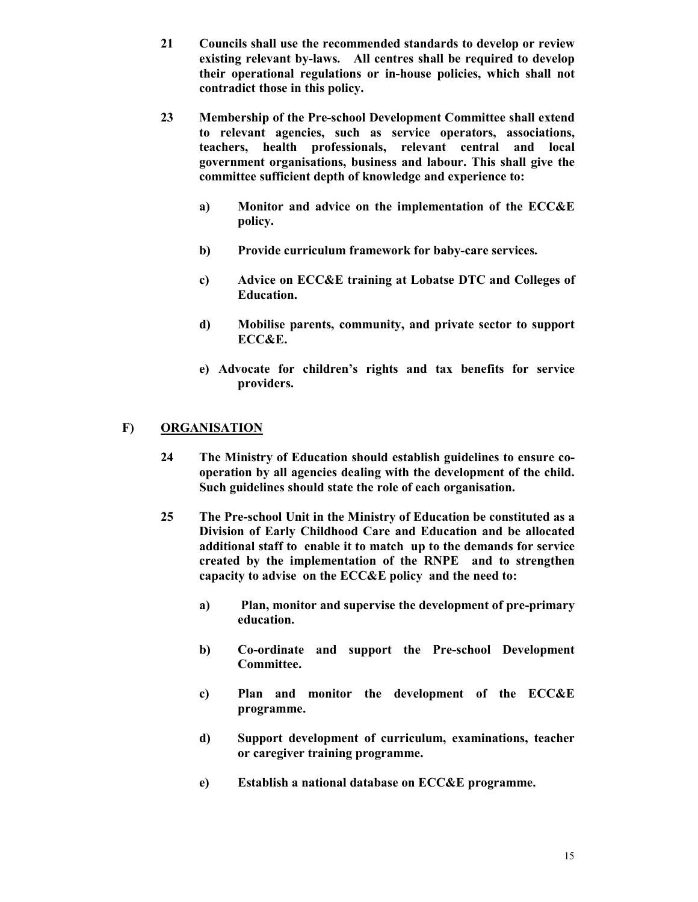**21 Councils shall use the recommended standards to develop or review existing relevant by-laws. All centres shall be required to develop their operational regulations or in-house policies, which shall not contradict those in this policy.**

**23 Membership of the Pre-school Development Committee shall extend to relevant agencies, such as service operators, associations, teachers, health professionals, relevant central and local government organisations, business and labour. This shall give the committee sufficient depth of knowledge and experience to:**

**a) Monitor and advice on the implementation of the ECC&E policy.**

**b) Provide curriculum framework for baby-care services.**

**c) Advice on ECC&E training at Lobatse DTC and Colleges of Education.**

**d) Mobilise parents, community, and private sector to support ECC&E.**

**e) Advocate for children's rights and tax benefits for service providers.**

## F) ORGANISATION

**24 The Ministry of Education should establish guidelines to ensure co-operation by all agencies dealing with the development of the child. Such guidelines should state the role of each organisation.**

**25 The Pre-school Unit in the Ministry of Education be constituted as a Division of Early Childhood Care and Education and be allocated additional staff to enable it to match up to the demands for service created by the implementation of the RNPE and to strengthen capacity to advise on the ECC&E policy and the need to:**

**a) Plan, monitor and supervise the development of pre-primary education.**

**b) Co-ordinate and support the Pre-school Development Committee.**

**c) Plan and monitor the development of the ECC&E programme.**

**d) Support development of curriculum, examinations, teacher or caregiver training programme.**

**e) Establish a national database on ECC&E programme.**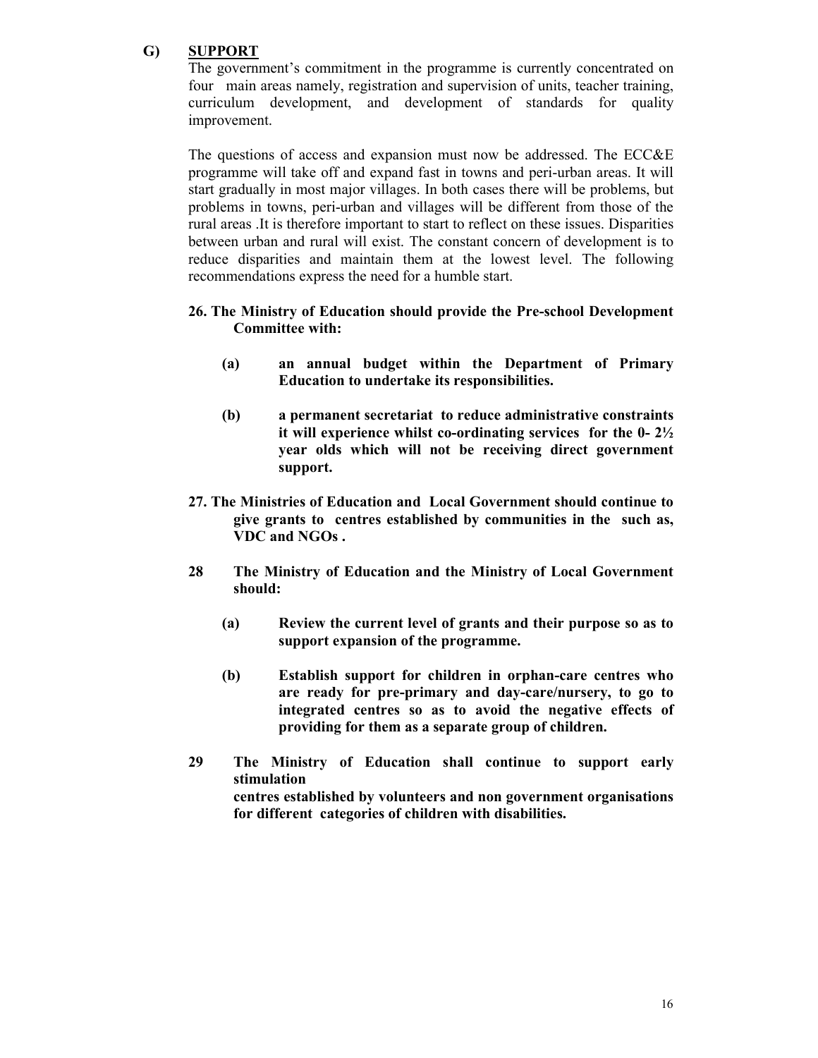## G) SUPPORT

The government's commitment in the programme is currently concentrated on four main areas namely, registration and supervision of units, teacher training, curriculum development, and development of standards for quality improvement.

The questions of access and expansion must now be addressed. The ECC&E programme will take off and expand fast in towns and peri-urban areas. It will start gradually in most major villages. In both cases there will be problems, but problems in towns, peri-urban and villages will be different from those of the rural areas .It is therefore important to start to reflect on these issues. Disparities between urban and rural will exist. The constant concern of development is to reduce disparities and maintain them at the lowest level. The following recommendations express the need for a humble start.

**26. The Ministry of Education should provide the Pre-school Development Committee with:**

- **(a) an annual budget within the Department of Primary Education to undertake its responsibilities.**
- **(b) a permanent secretariat to reduce administrative constraints it will experience whilst co-ordinating services for the 0- 2½ year olds which will not be receiving direct government support.**

**27. The Ministries of Education and Local Government should continue to give grants to centres established by communities in the such as, VDC and NGOs .**

**28 The Ministry of Education and the Ministry of Local Government should:**

- **(a) Review the current level of grants and their purpose so as to support expansion of the programme.**
- **(b) Establish support for children in orphan-care centres who are ready for pre-primary and day-care/nursery, to go to integrated centres so as to avoid the negative effects of providing for them as a separate group of children.**

**29 The Ministry of Education shall continue to support early stimulation centres established by volunteers and non government organisations for different categories of children with disabilities.**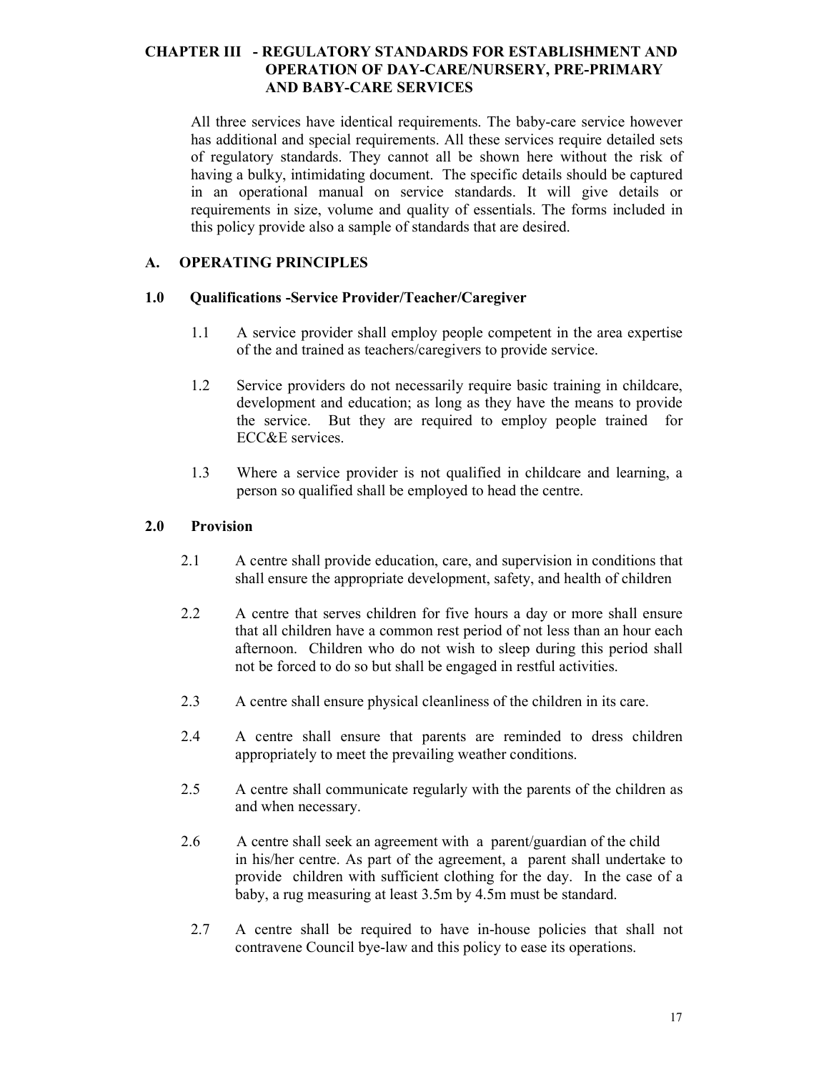## CHAPTER III - REGULATORY STANDARDS FOR ESTABLISHMENT AND OPERATION OF DAY-CARE/NURSERY, PRE-PRIMARY AND BABY-CARE SERVICES

All three services have identical requirements. The baby-care service however has additional and special requirements. All these services require detailed sets of regulatory standards. They cannot all be shown here without the risk of having a bulky, intimidating document. The specific details should be captured in an operational manual on service standards. It will give details or requirements in size, volume and quality of essentials. The forms included in this policy provide also a sample of standards that are desired.

### A. OPERATING PRINCIPLES

#### 1.0 Qualifications -Service Provider/Teacher/Caregiver

1.1 A service provider shall employ people competent in the area expertise of the and trained as teachers/caregivers to provide service.

1.2 Service providers do not necessarily require basic training in childcare, development and education; as long as they have the means to provide the service. But they are required to employ people trained for ECC&E services.

1.3 Where a service provider is not qualified in childcare and learning, a person so qualified shall be employed to head the centre.

#### 2.0 Provision

2.1 A centre shall provide education, care, and supervision in conditions that shall ensure the appropriate development, safety, and health of children

2.2 A centre that serves children for five hours a day or more shall ensure that all children have a common rest period of not less than an hour each afternoon. Children who do not wish to sleep during this period shall not be forced to do so but shall be engaged in restful activities.

2.3 A centre shall ensure physical cleanliness of the children in its care.

2.4 A centre shall ensure that parents are reminded to dress children appropriately to meet the prevailing weather conditions.

2.5 A centre shall communicate regularly with the parents of the children as and when necessary.

2.6 A centre shall seek an agreement with a parent/guardian of the child in his/her centre. As part of the agreement, a parent shall undertake to provide children with sufficient clothing for the day. In the case of a baby, a rug measuring at least 3.5m by 4.5m must be standard.

2.7 A centre shall be required to have in-house policies that shall not contravene Council bye-law and this policy to ease its operations.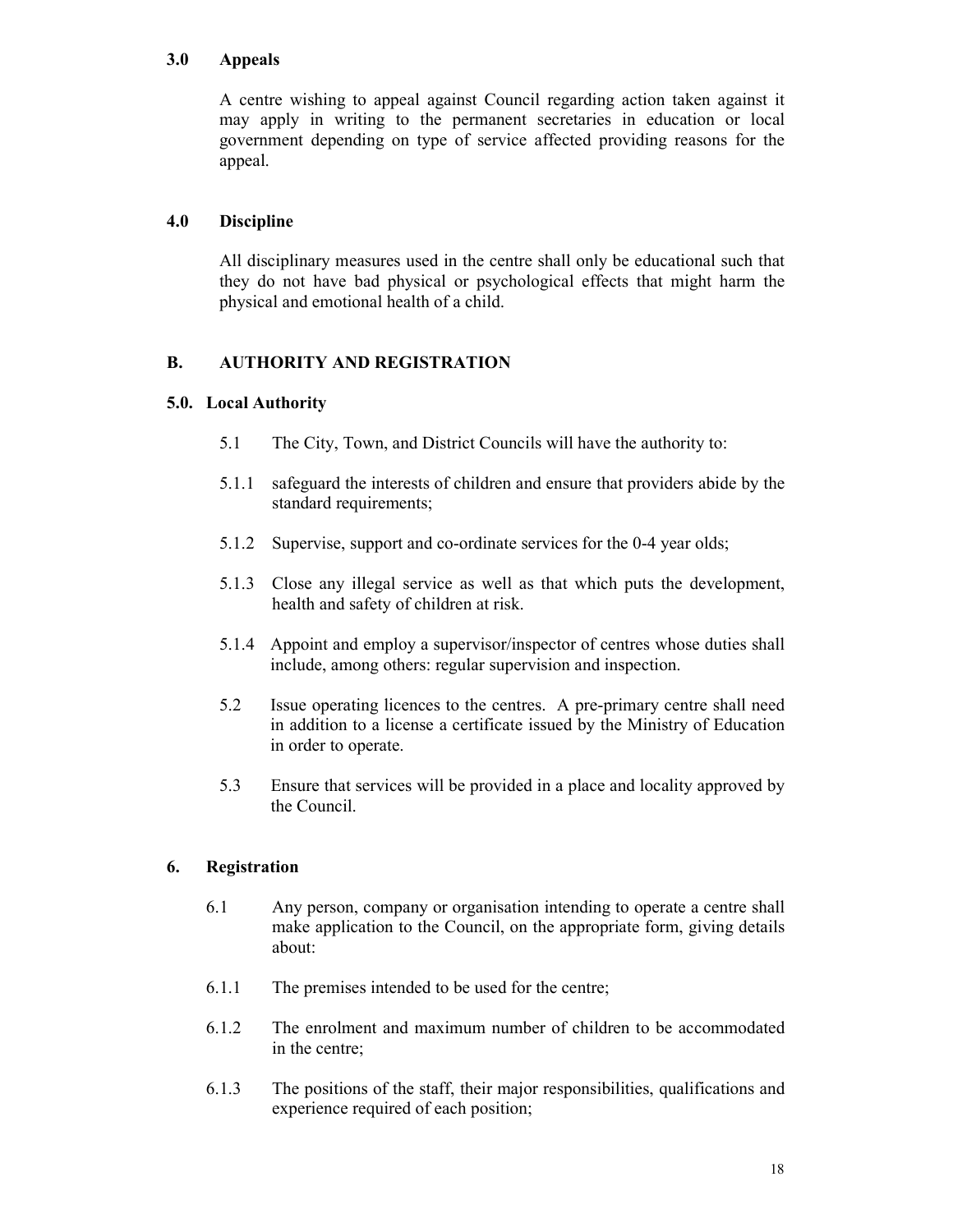### 3.0 Appeals

A centre wishing to appeal against Council regarding action taken against it may apply in writing to the permanent secretaries in education or local government depending on type of service affected providing reasons for the appeal.

### 4.0 Discipline

All disciplinary measures used in the centre shall only be educational such that they do not have bad physical or psychological effects that might harm the physical and emotional health of a child.

## B. AUTHORITY AND REGISTRATION

### 5.0. Local Authority

5.1 The City, Town, and District Councils will have the authority to:

5.1.1 safeguard the interests of children and ensure that providers abide by the standard requirements;

5.1.2 Supervise, support and co-ordinate services for the 0-4 year olds;

5.1.3 Close any illegal service as well as that which puts the development, health and safety of children at risk.

5.1.4 Appoint and employ a supervisor/inspector of centres whose duties shall include, among others: regular supervision and inspection.

5.2 Issue operating licences to the centres. A pre-primary centre shall need in addition to a license a certificate issued by the Ministry of Education in order to operate.

5.3 Ensure that services will be provided in a place and locality approved by the Council.

### 6. Registration

6.1 Any person, company or organisation intending to operate a centre shall make application to the Council, on the appropriate form, giving details about:

6.1.1 The premises intended to be used for the centre;

6.1.2 The enrolment and maximum number of children to be accommodated in the centre;

6.1.3 The positions of the staff, their major responsibilities, qualifications and experience required of each position;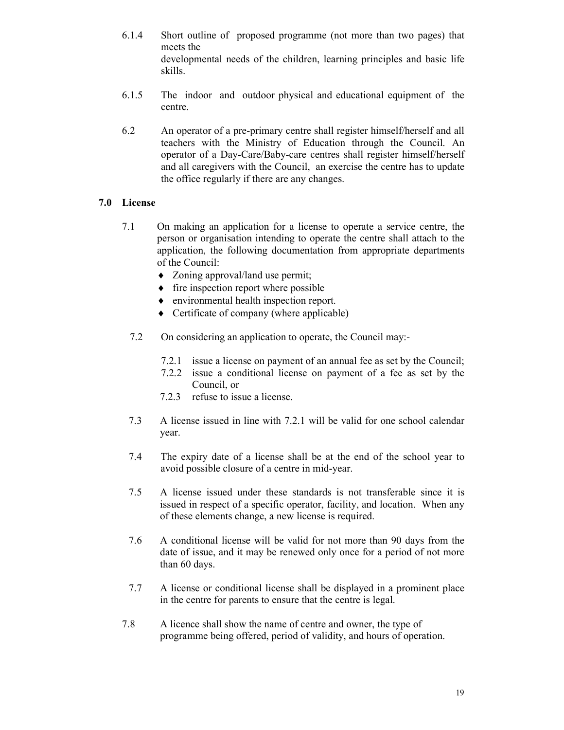6.1.4 Short outline of proposed programme (not more than two pages) that meets the
developmental needs of the children, learning principles and basic life skills.

6.1.5 The indoor and outdoor physical and educational equipment of the centre.

6.2 An operator of a pre-primary centre shall register himself/herself and all teachers with the Ministry of Education through the Council. An operator of a Day-Care/Baby-care centres shall register himself/herself and all caregivers with the Council, an exercise the centre has to update the office regularly if there are any changes.

## 7.0 License

7.1 On making an application for a license to operate a service centre, the person or organisation intending to operate the centre shall attach to the application, the following documentation from appropriate departments of the Council:

- Zoning approval/land use permit;
- fire inspection report where possible
- environmental health inspection report.
- Certificate of company (where applicable)

7.2 On considering an application to operate, the Council may:-

7.2.1 issue a license on payment of an annual fee as set by the Council;
7.2.2 issue a conditional license on payment of a fee as set by the Council, or
7.2.3 refuse to issue a license.

7.3 A license issued in line with 7.2.1 will be valid for one school calendar year.

7.4 The expiry date of a license shall be at the end of the school year to avoid possible closure of a centre in mid-year.

7.5 A license issued under these standards is not transferable since it is issued in respect of a specific operator, facility, and location. When any of these elements change, a new license is required.

7.6 A conditional license will be valid for not more than 90 days from the date of issue, and it may be renewed only once for a period of not more than 60 days.

7.7 A license or conditional license shall be displayed in a prominent place in the centre for parents to ensure that the centre is legal.

7.8 A licence shall show the name of centre and owner, the type of programme being offered, period of validity, and hours of operation.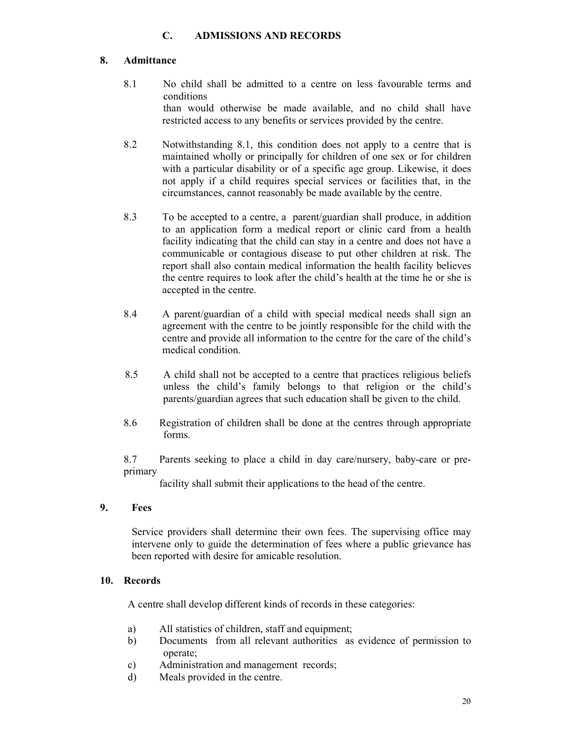## C. ADMISSIONS AND RECORDS

### 8. Admittance

8.1 No child shall be admitted to a centre on less favourable terms and conditions than would otherwise be made available, and no child shall have restricted access to any benefits or services provided by the centre.

8.2 Notwithstanding 8.1, this condition does not apply to a centre that is maintained wholly or principally for children of one sex or for children with a particular disability or of a specific age group. Likewise, it does not apply if a child requires special services or facilities that, in the circumstances, cannot reasonably be made available by the centre.

8.3 To be accepted to a centre, a parent/guardian shall produce, in addition to an application form a medical report or clinic card from a health facility indicating that the child can stay in a centre and does not have a communicable or contagious disease to put other children at risk. The report shall also contain medical information the health facility believes the centre requires to look after the child's health at the time he or she is accepted in the centre.

8.4 A parent/guardian of a child with special medical needs shall sign an agreement with the centre to be jointly responsible for the child with the centre and provide all information to the centre for the care of the child's medical condition.

8.5 A child shall not be accepted to a centre that practices religious beliefs unless the child's family belongs to that religion or the child's parents/guardian agrees that such education shall be given to the child.

8.6 Registration of children shall be done at the centres through appropriate forms.

8.7 Parents seeking to place a child in day care/nursery, baby-care or pre-primary facility shall submit their applications to the head of the centre.

### 9. Fees

Service providers shall determine their own fees. The supervising office may intervene only to guide the determination of fees where a public grievance has been reported with desire for amicable resolution.

### 10. Records

A centre shall develop different kinds of records in these categories:

a) All statistics of children, staff and equipment;
b) Documents from all relevant authorities as evidence of permission to operate;
c) Administration and management records;
d) Meals provided in the centre.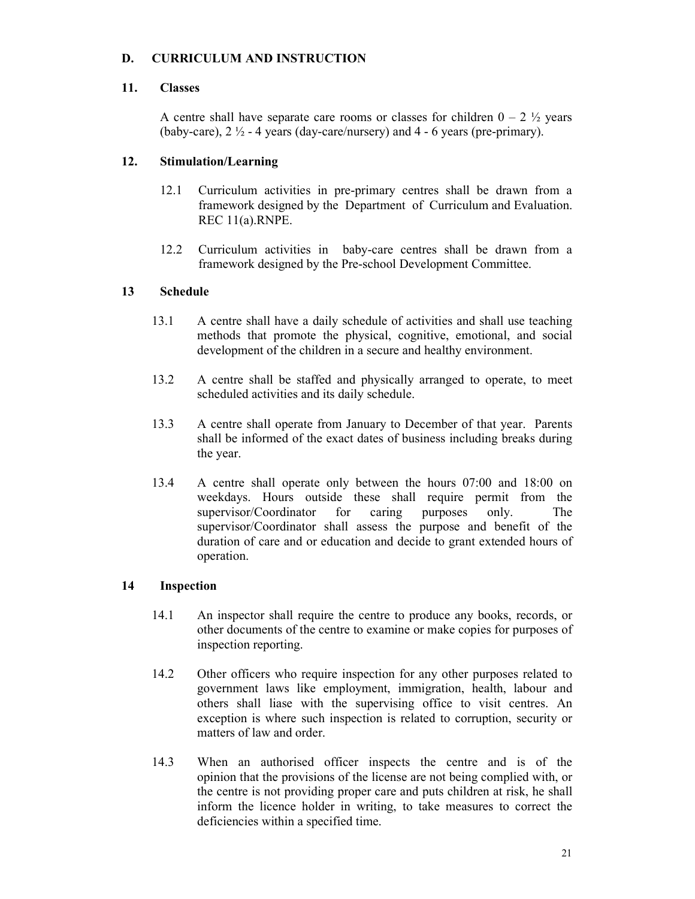## D. CURRICULUM AND INSTRUCTION

### 11. Classes

A centre shall have separate care rooms or classes for children 0 – 2 ½ years (baby-care), 2 ½ - 4 years (day-care/nursery) and 4 - 6 years (pre-primary).

### 12. Stimulation/Learning

12.1 Curriculum activities in pre-primary centres shall be drawn from a framework designed by the Department of Curriculum and Evaluation. REC 11(a).RNPE.

12.2 Curriculum activities in baby-care centres shall be drawn from a framework designed by the Pre-school Development Committee.

### 13 Schedule

13.1 A centre shall have a daily schedule of activities and shall use teaching methods that promote the physical, cognitive, emotional, and social development of the children in a secure and healthy environment.

13.2 A centre shall be staffed and physically arranged to operate, to meet scheduled activities and its daily schedule.

13.3 A centre shall operate from January to December of that year. Parents shall be informed of the exact dates of business including breaks during the year.

13.4 A centre shall operate only between the hours 07:00 and 18:00 on weekdays. Hours outside these shall require permit from the supervisor/Coordinator for caring purposes only. The supervisor/Coordinator shall assess the purpose and benefit of the duration of care and or education and decide to grant extended hours of operation.

### 14 Inspection

14.1 An inspector shall require the centre to produce any books, records, or other documents of the centre to examine or make copies for purposes of inspection reporting.

14.2 Other officers who require inspection for any other purposes related to government laws like employment, immigration, health, labour and others shall liase with the supervising office to visit centres. An exception is where such inspection is related to corruption, security or matters of law and order.

14.3 When an authorised officer inspects the centre and is of the opinion that the provisions of the license are not being complied with, or the centre is not providing proper care and puts children at risk, he shall inform the licence holder in writing, to take measures to correct the deficiencies within a specified time.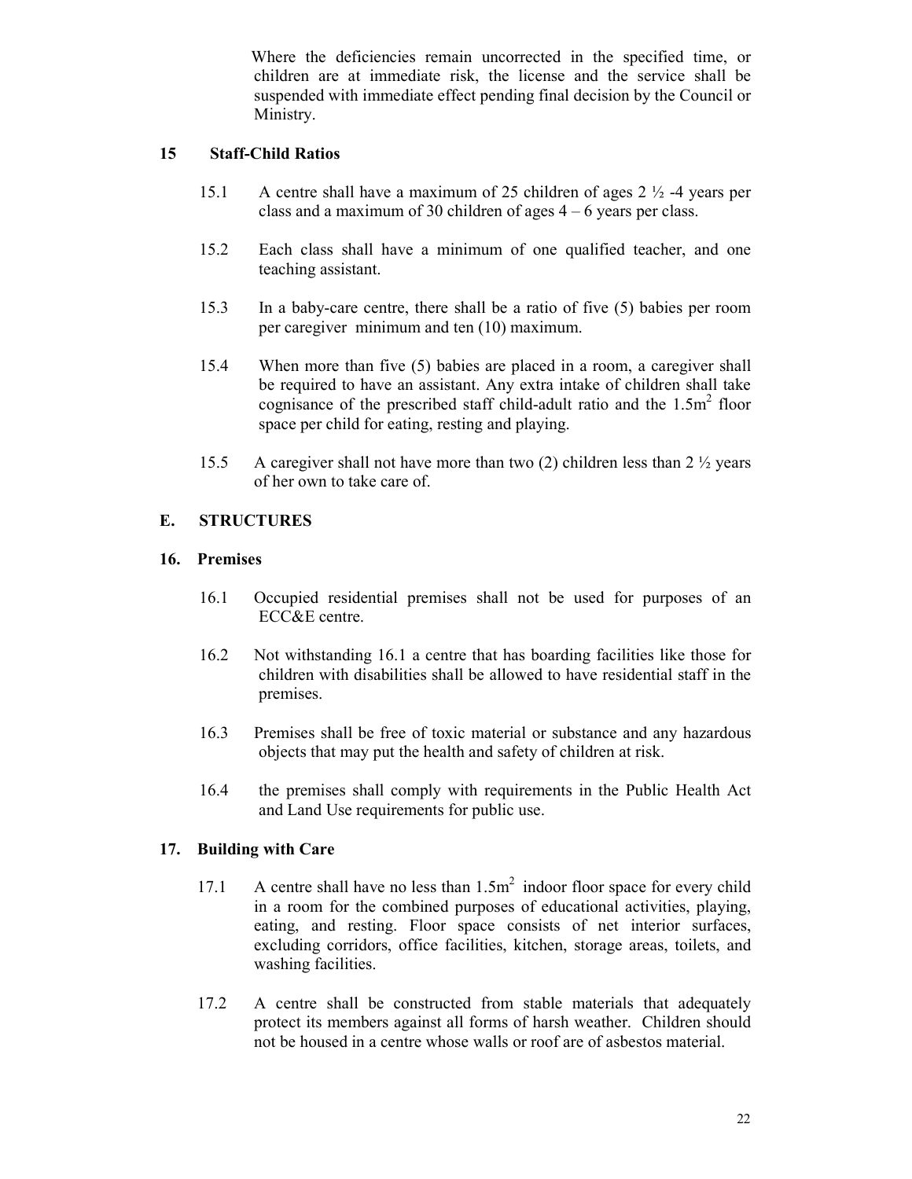Where the deficiencies remain uncorrected in the specified time, or children are at immediate risk, the license and the service shall be suspended with immediate effect pending final decision by the Council or Ministry.

## 15 Staff-Child Ratios

15.1 A centre shall have a maximum of 25 children of ages 2 ½ -4 years per class and a maximum of 30 children of ages 4 – 6 years per class.

15.2 Each class shall have a minimum of one qualified teacher, and one teaching assistant.

15.3 In a baby-care centre, there shall be a ratio of five (5) babies per room per caregiver minimum and ten (10) maximum.

15.4 When more than five (5) babies are placed in a room, a caregiver shall be required to have an assistant. Any extra intake of children shall take cognisance of the prescribed staff child-adult ratio and the $1.5m^2$ floor space per child for eating, resting and playing.

15.5 A caregiver shall not have more than two (2) children less than 2 ½ years of her own to take care of.

## E. STRUCTURES

## 16. Premises

16.1 Occupied residential premises shall not be used for purposes of an ECC&E centre.

16.2 Not withstanding 16.1 a centre that has boarding facilities like those for children with disabilities shall be allowed to have residential staff in the premises.

16.3 Premises shall be free of toxic material or substance and any hazardous objects that may put the health and safety of children at risk.

16.4 the premises shall comply with requirements in the Public Health Act and Land Use requirements for public use.

## 17. Building with Care

17.1 A centre shall have no less than $1.5m^2$ indoor floor space for every child in a room for the combined purposes of educational activities, playing, eating, and resting. Floor space consists of net interior surfaces, excluding corridors, office facilities, kitchen, storage areas, toilets, and washing facilities.

17.2 A centre shall be constructed from stable materials that adequately protect its members against all forms of harsh weather. Children should not be housed in a centre whose walls or roof are of asbestos material.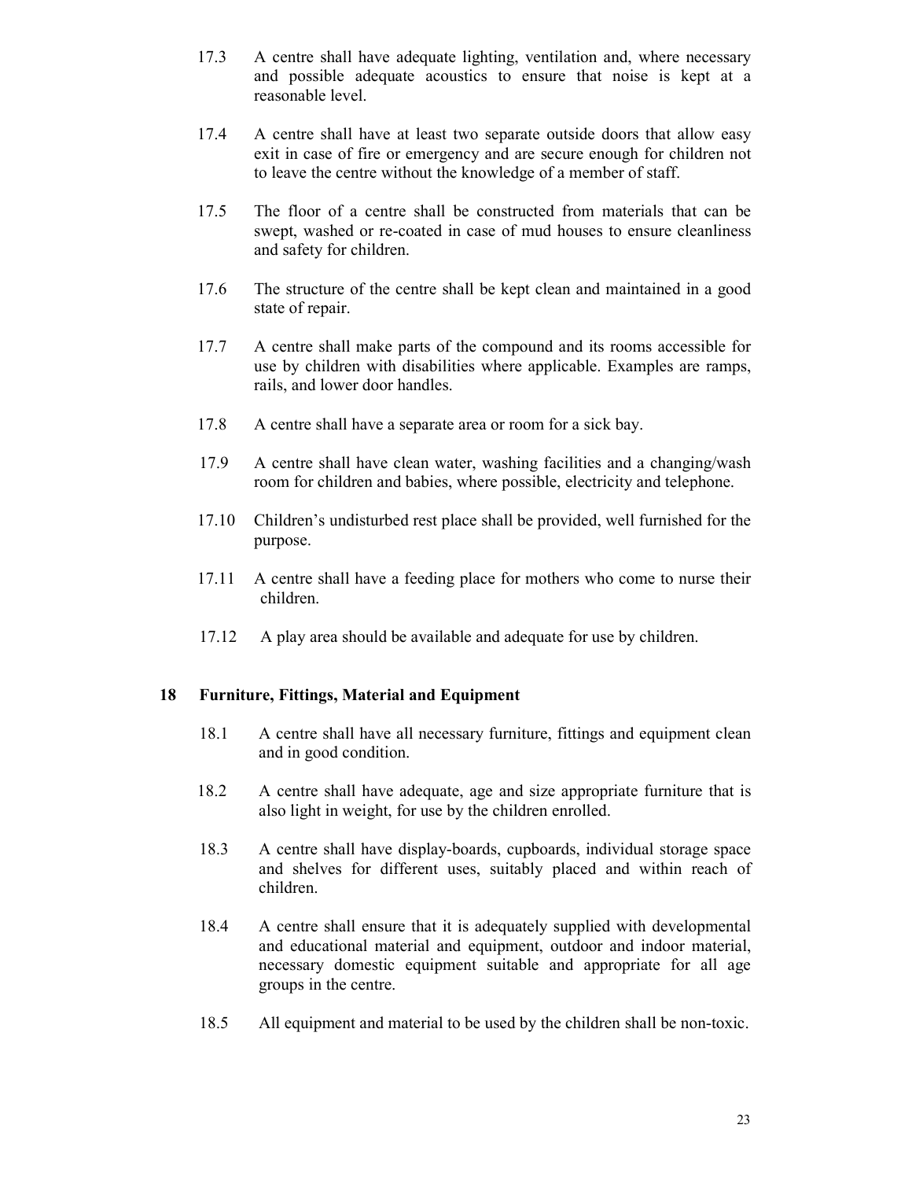17.3 A centre shall have adequate lighting, ventilation and, where necessary and possible adequate acoustics to ensure that noise is kept at a reasonable level.

17.4 A centre shall have at least two separate outside doors that allow easy exit in case of fire or emergency and are secure enough for children not to leave the centre without the knowledge of a member of staff.

17.5 The floor of a centre shall be constructed from materials that can be swept, washed or re-coated in case of mud houses to ensure cleanliness and safety for children.

17.6 The structure of the centre shall be kept clean and maintained in a good state of repair.

17.7 A centre shall make parts of the compound and its rooms accessible for use by children with disabilities where applicable. Examples are ramps, rails, and lower door handles.

17.8 A centre shall have a separate area or room for a sick bay.

17.9 A centre shall have clean water, washing facilities and a changing/wash room for children and babies, where possible, electricity and telephone.

17.10 Children's undisturbed rest place shall be provided, well furnished for the purpose.

17.11 A centre shall have a feeding place for mothers who come to nurse their children.

17.12 A play area should be available and adequate for use by children.

## 18 Furniture, Fittings, Material and Equipment

18.1 A centre shall have all necessary furniture, fittings and equipment clean and in good condition.

18.2 A centre shall have adequate, age and size appropriate furniture that is also light in weight, for use by the children enrolled.

18.3 A centre shall have display-boards, cupboards, individual storage space and shelves for different uses, suitably placed and within reach of children.

18.4 A centre shall ensure that it is adequately supplied with developmental and educational material and equipment, outdoor and indoor material, necessary domestic equipment suitable and appropriate for all age groups in the centre.

18.5 All equipment and material to be used by the children shall be non-toxic.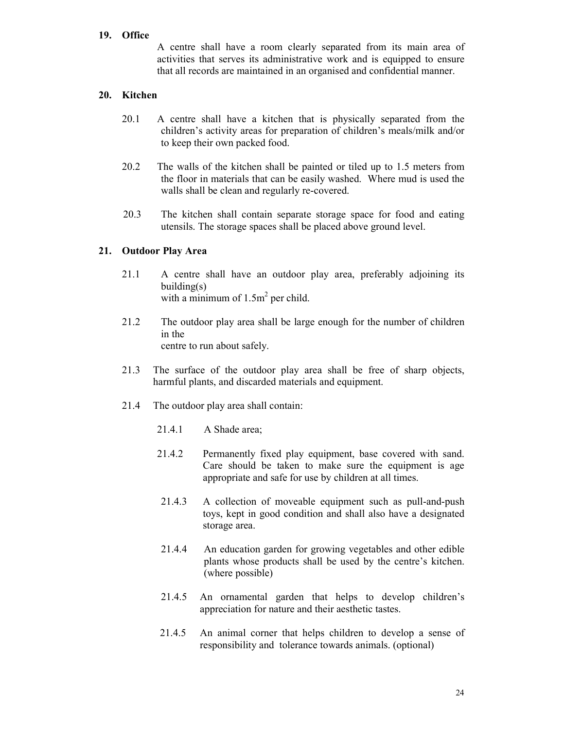**19. Office**

A centre shall have a room clearly separated from its main area of activities that serves its administrative work and is equipped to ensure that all records are maintained in an organised and confidential manner.

**20. Kitchen**

20.1 A centre shall have a kitchen that is physically separated from the children's activity areas for preparation of children's meals/milk and/or to keep their own packed food.

20.2 The walls of the kitchen shall be painted or tiled up to 1.5 meters from the floor in materials that can be easily washed. Where mud is used the walls shall be clean and regularly re-covered.

20.3 The kitchen shall contain separate storage space for food and eating utensils. The storage spaces shall be placed above ground level.

**21. Outdoor Play Area**

21.1 A centre shall have an outdoor play area, preferably adjoining its building(s) with a minimum of 1.5$m^2$ per child.

21.2 The outdoor play area shall be large enough for the number of children in the centre to run about safely.

21.3 The surface of the outdoor play area shall be free of sharp objects, harmful plants, and discarded materials and equipment.

21.4 The outdoor play area shall contain:

21.4.1 A Shade area;

21.4.2 Permanently fixed play equipment, base covered with sand. Care should be taken to make sure the equipment is age appropriate and safe for use by children at all times.

21.4.3 A collection of moveable equipment such as pull-and-push toys, kept in good condition and shall also have a designated storage area.

21.4.4 An education garden for growing vegetables and other edible plants whose products shall be used by the centre's kitchen. (where possible)

21.4.5 An ornamental garden that helps to develop children's appreciation for nature and their aesthetic tastes.

21.4.5 An animal corner that helps children to develop a sense of responsibility and tolerance towards animals. (optional)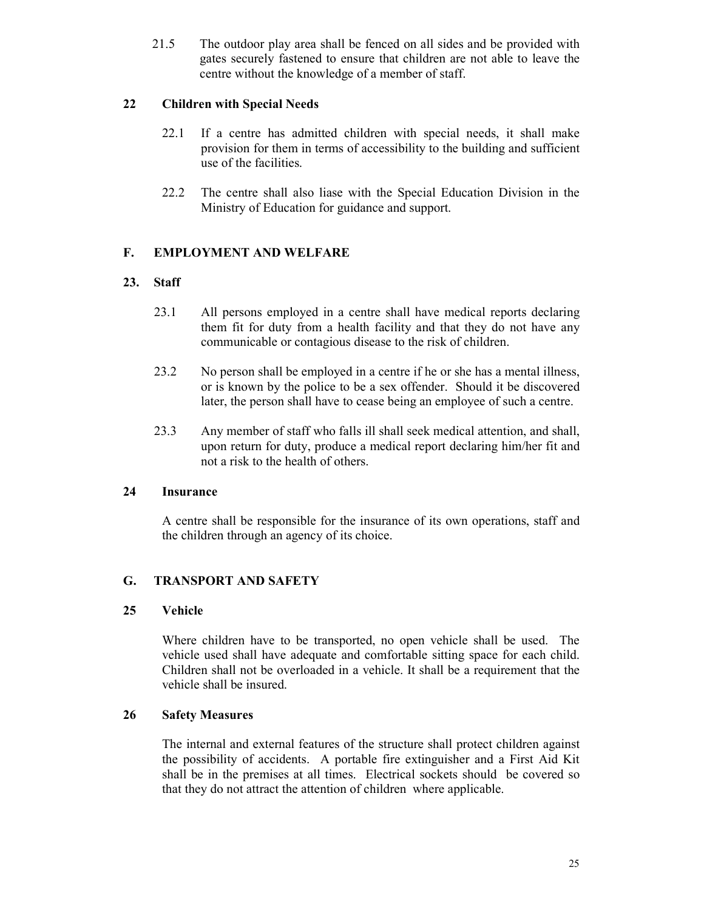21.5 The outdoor play area shall be fenced on all sides and be provided with gates securely fastened to ensure that children are not able to leave the centre without the knowledge of a member of staff.

### 22 Children with Special Needs

22.1 If a centre has admitted children with special needs, it shall make provision for them in terms of accessibility to the building and sufficient use of the facilities.

22.2 The centre shall also liase with the Special Education Division in the Ministry of Education for guidance and support.

## F. EMPLOYMENT AND WELFARE

### 23. Staff

23.1 All persons employed in a centre shall have medical reports declaring them fit for duty from a health facility and that they do not have any communicable or contagious disease to the risk of children.

23.2 No person shall be employed in a centre if he or she has a mental illness, or is known by the police to be a sex offender. Should it be discovered later, the person shall have to cease being an employee of such a centre.

23.3 Any member of staff who falls ill shall seek medical attention, and shall, upon return for duty, produce a medical report declaring him/her fit and not a risk to the health of others.

### 24 Insurance

A centre shall be responsible for the insurance of its own operations, staff and the children through an agency of its choice.

## G. TRANSPORT AND SAFETY

### 25 Vehicle

Where children have to be transported, no open vehicle shall be used. The vehicle used shall have adequate and comfortable sitting space for each child. Children shall not be overloaded in a vehicle. It shall be a requirement that the vehicle shall be insured.

### 26 Safety Measures

The internal and external features of the structure shall protect children against the possibility of accidents. A portable fire extinguisher and a First Aid Kit shall be in the premises at all times. Electrical sockets should be covered so that they do not attract the attention of children where applicable.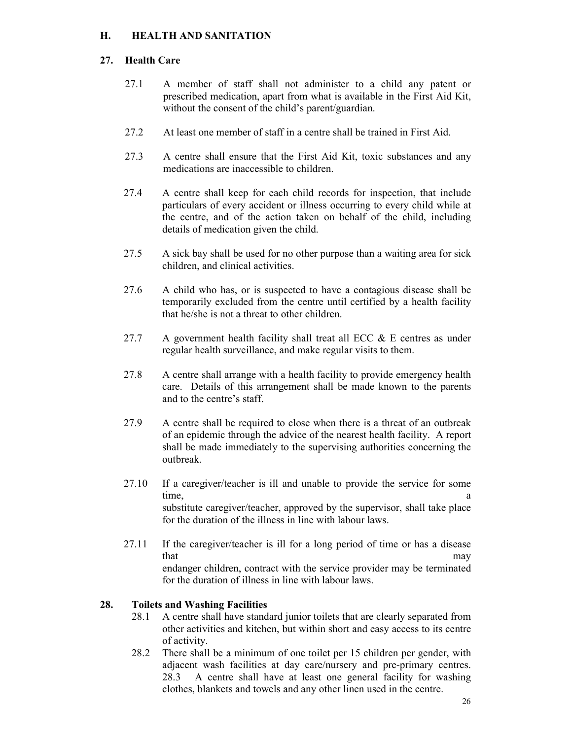## H. HEALTH AND SANITATION

### 27. Health Care

27.1 A member of staff shall not administer to a child any patent or prescribed medication, apart from what is available in the First Aid Kit, without the consent of the child's parent/guardian.

27.2 At least one member of staff in a centre shall be trained in First Aid.

27.3 A centre shall ensure that the First Aid Kit, toxic substances and any medications are inaccessible to children.

27.4 A centre shall keep for each child records for inspection, that include particulars of every accident or illness occurring to every child while at the centre, and of the action taken on behalf of the child, including details of medication given the child.

27.5 A sick bay shall be used for no other purpose than a waiting area for sick children, and clinical activities.

27.6 A child who has, or is suspected to have a contagious disease shall be temporarily excluded from the centre until certified by a health facility that he/she is not a threat to other children.

27.7 A government health facility shall treat all ECC & E centres as under regular health surveillance, and make regular visits to them.

27.8 A centre shall arrange with a health facility to provide emergency health care. Details of this arrangement shall be made known to the parents and to the centre's staff.

27.9 A centre shall be required to close when there is a threat of an outbreak of an epidemic through the advice of the nearest health facility. A report shall be made immediately to the supervising authorities concerning the outbreak.

27.10 If a caregiver/teacher is ill and unable to provide the service for some time, a substitute caregiver/teacher, approved by the supervisor, shall take place for the duration of the illness in line with labour laws.

27.11 If the caregiver/teacher is ill for a long period of time or has a disease that may endanger children, contract with the service provider may be terminated for the duration of illness in line with labour laws.

### 28. Toilets and Washing Facilities

28.1 A centre shall have standard junior toilets that are clearly separated from other activities and kitchen, but within short and easy access to its centre of activity.

28.2 There shall be a minimum of one toilet per 15 children per gender, with adjacent wash facilities at day care/nursery and pre-primary centres.

28.3 A centre shall have at least one general facility for washing clothes, blankets and towels and any other linen used in the centre.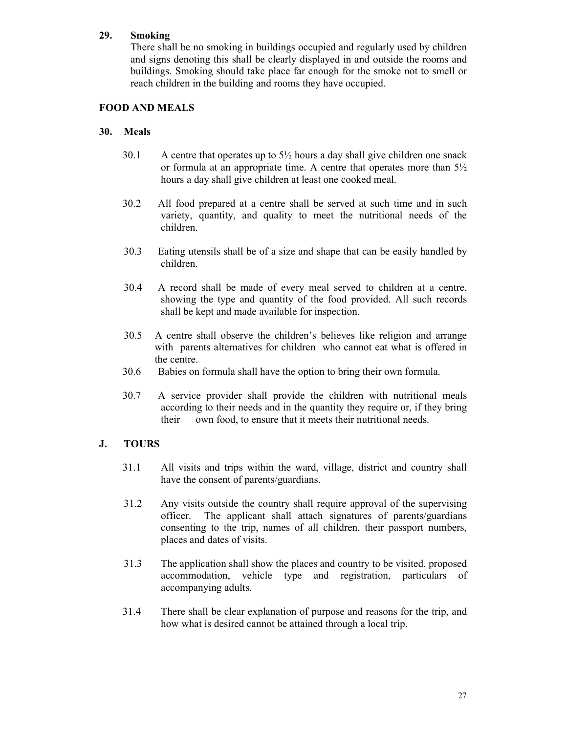**29. Smoking**

There shall be no smoking in buildings occupied and regularly used by children and signs denoting this shall be clearly displayed in and outside the rooms and buildings. Smoking should take place far enough for the smoke not to smell or reach children in the building and rooms they have occupied.

**FOOD AND MEALS**

**30. Meals**

30.1 A centre that operates up to 5½ hours a day shall give children one snack or formula at an appropriate time. A centre that operates more than 5½ hours a day shall give children at least one cooked meal.

30.2 All food prepared at a centre shall be served at such time and in such variety, quantity, and quality to meet the nutritional needs of the children.

30.3 Eating utensils shall be of a size and shape that can be easily handled by children.

30.4 A record shall be made of every meal served to children at a centre, showing the type and quantity of the food provided. All such records shall be kept and made available for inspection.

30.5 A centre shall observe the children's believes like religion and arrange with parents alternatives for children who cannot eat what is offered in the centre.

30.6 Babies on formula shall have the option to bring their own formula.

30.7 A service provider shall provide the children with nutritional meals according to their needs and in the quantity they require or, if they bring their own food, to ensure that it meets their nutritional needs.

**J. TOURS**

31.1 All visits and trips within the ward, village, district and country shall have the consent of parents/guardians.

31.2 Any visits outside the country shall require approval of the supervising officer. The applicant shall attach signatures of parents/guardians consenting to the trip, names of all children, their passport numbers, places and dates of visits.

31.3 The application shall show the places and country to be visited, proposed accommodation, vehicle type and registration, particulars of accompanying adults.

31.4 There shall be clear explanation of purpose and reasons for the trip, and how what is desired cannot be attained through a local trip.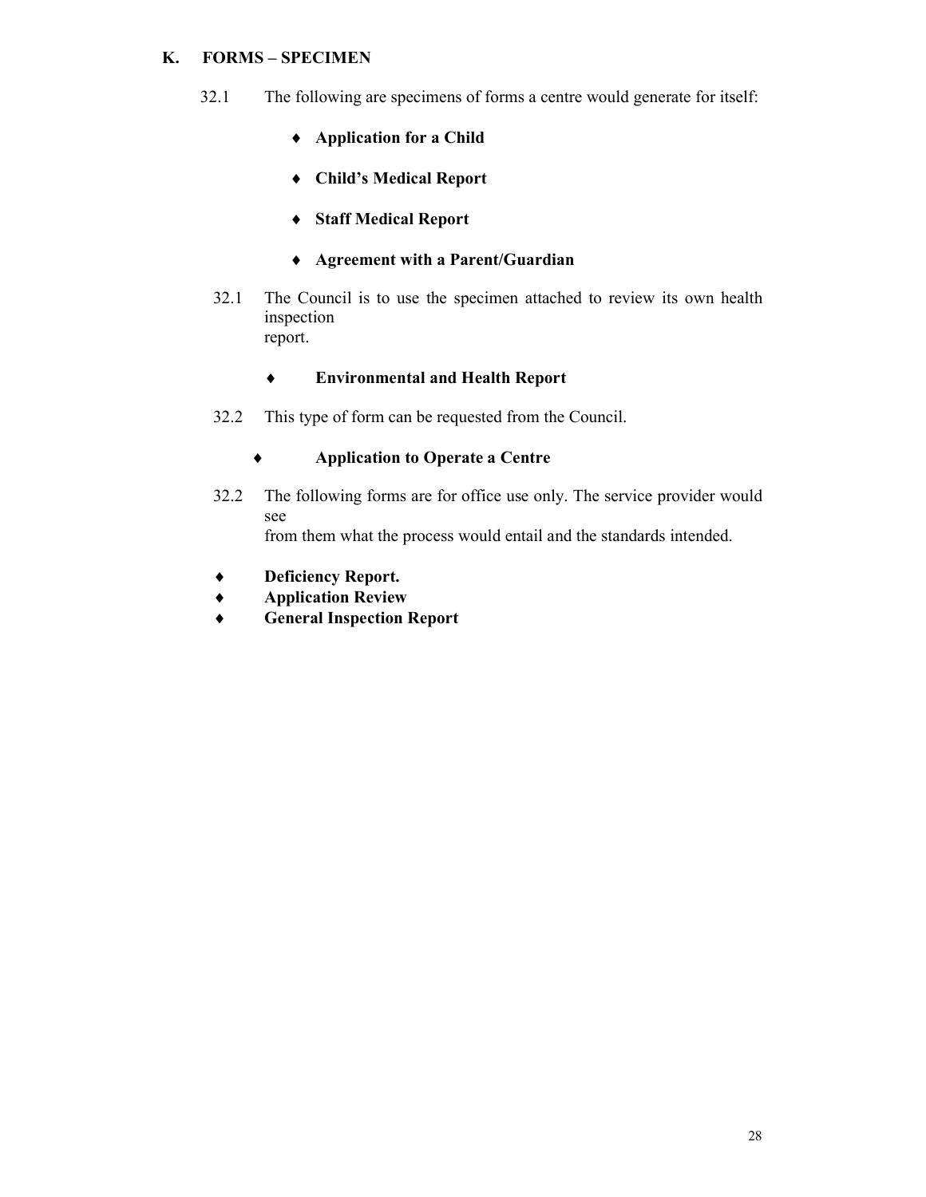## K. FORMS – SPECIMEN

32.1 The following are specimens of forms a centre would generate for itself:

- **Application for a Child**
- **Child's Medical Report**
- **Staff Medical Report**
- **Agreement with a Parent/Guardian**

32.1 The Council is to use the specimen attached to review its own health inspection report.

- **Environmental and Health Report**

32.2 This type of form can be requested from the Council.

- **Application to Operate a Centre**

32.2 The following forms are for office use only. The service provider would see from them what the process would entail and the standards intended.

- **Deficiency Report.**
- **Application Review**
- **General Inspection Report**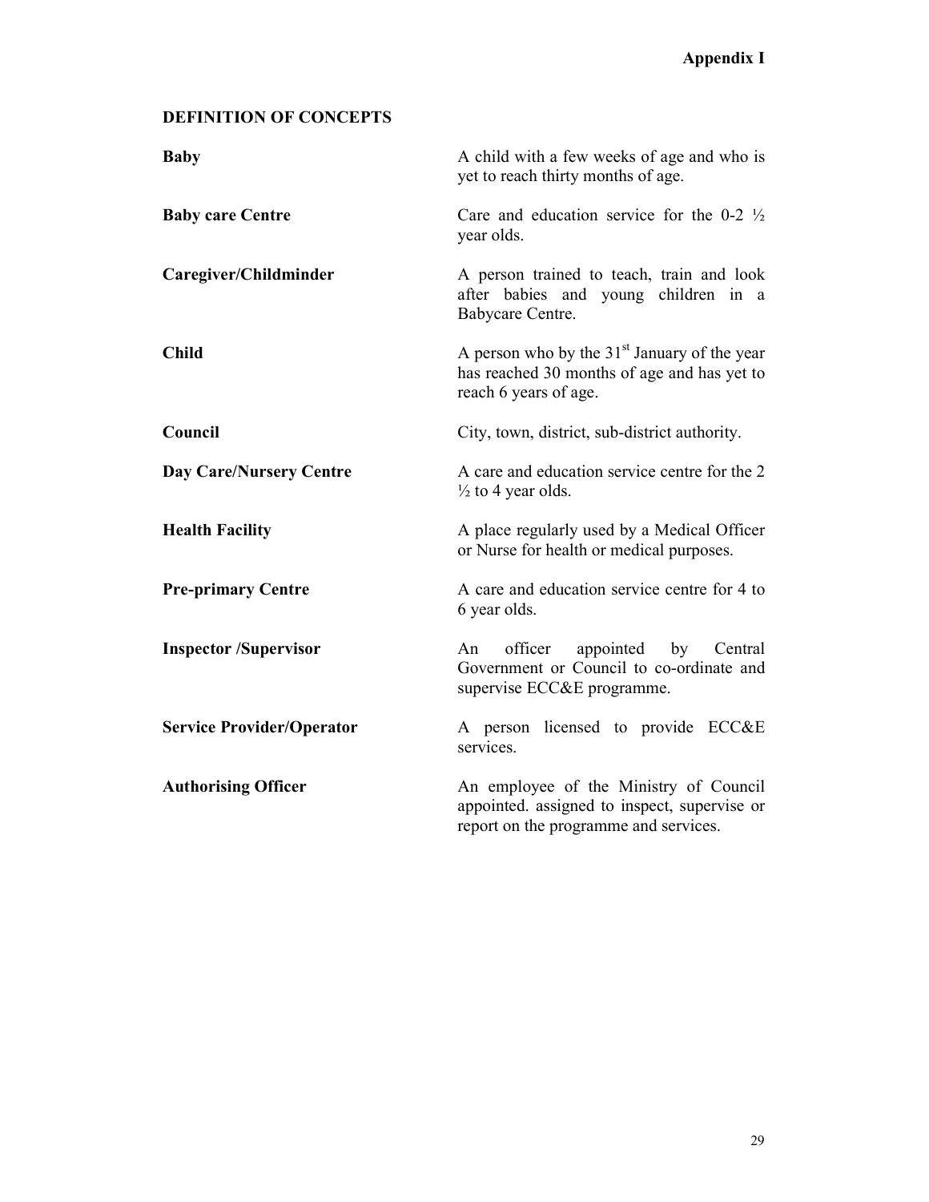**Appendix I**

## DEFINITION OF CONCEPTS

| | |
|---|---|
| **Baby** | A child with a few weeks of age and who is yet to reach thirty months of age. |
| **Baby care Centre** | Care and education service for the 0-2 ½ year olds. |
| **Caregiver/Childminder** | A person trained to teach, train and look after babies and young children in a Babycare Centre. |
| **Child** | A person who by the 31st January of the year has reached 30 months of age and has yet to reach 6 years of age. |
| **Council** | City, town, district, sub-district authority. |
| **Day Care/Nursery Centre** | A care and education service centre for the 2 ½ to 4 year olds. |
| **Health Facility** | A place regularly used by a Medical Officer or Nurse for health or medical purposes. |
| **Pre-primary Centre** | A care and education service centre for 4 to 6 year olds. |
| **Inspector /Supervisor** | An officer appointed by Central Government or Council to co-ordinate and supervise ECC&E programme. |
| **Service Provider/Operator** | A person licensed to provide ECC&E services. |
| **Authorising Officer** | An employee of the Ministry of Council appointed. assigned to inspect, supervise or report on the programme and services. |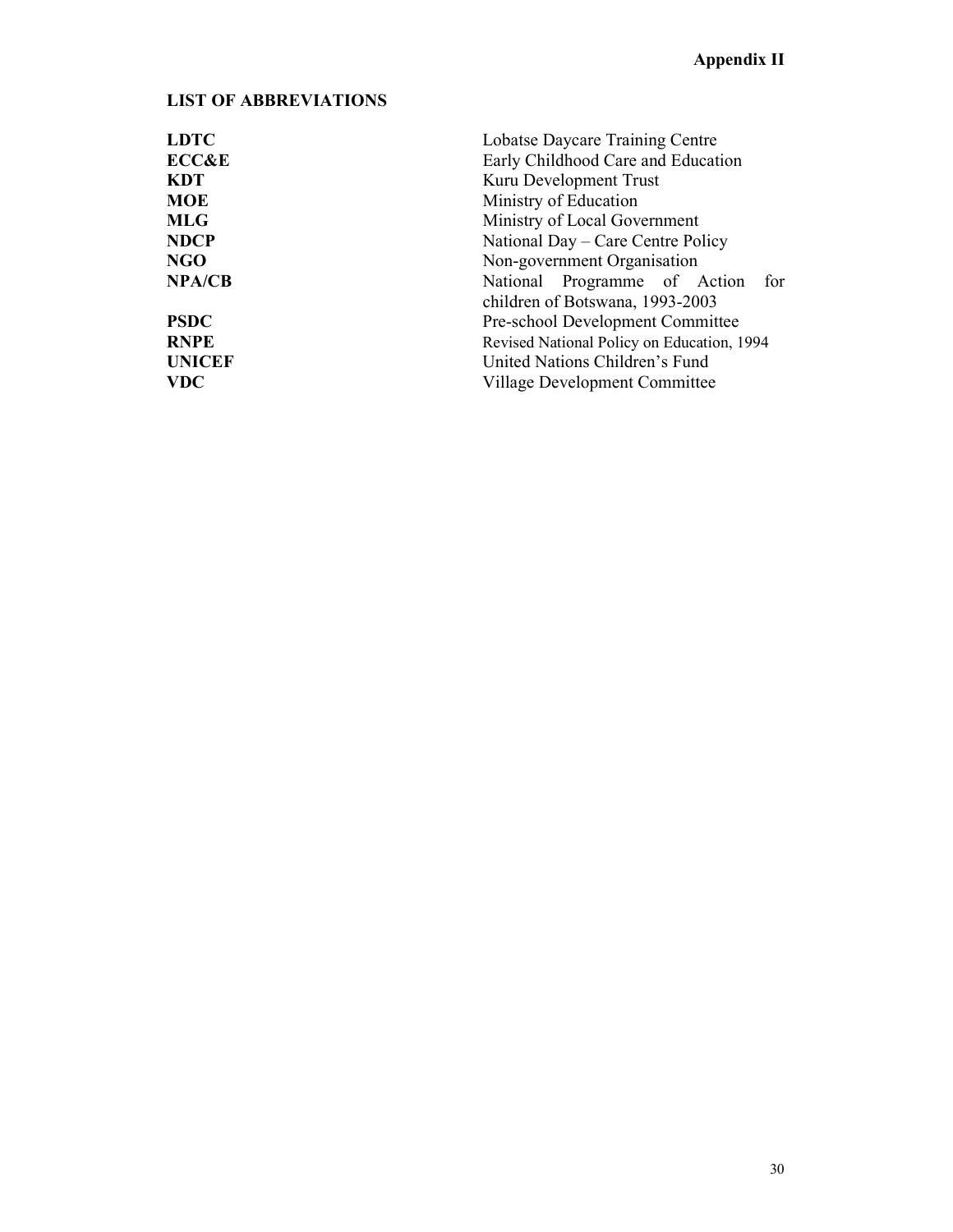**Appendix II**

**LIST OF ABBREVIATIONS**

| | |
|---|---|
| **LDTC** | Lobatse Daycare Training Centre |
| **ECC&E** | Early Childhood Care and Education |
| **KDT** | Kuru Development Trust |
| **MOE** | Ministry of Education |
| **MLG** | Ministry of Local Government |
| **NDCP** | National Day – Care Centre Policy |
| **NGO** | Non-government Organisation |
| **NPA/CB** | National Programme of Action for children of Botswana, 1993-2003 |
| **PSDC** | Pre-school Development Committee |
| **RNPE** | Revised National Policy on Education, 1994 |
| **UNICEF** | United Nations Children's Fund |
| **VDC** | Village Development Committee |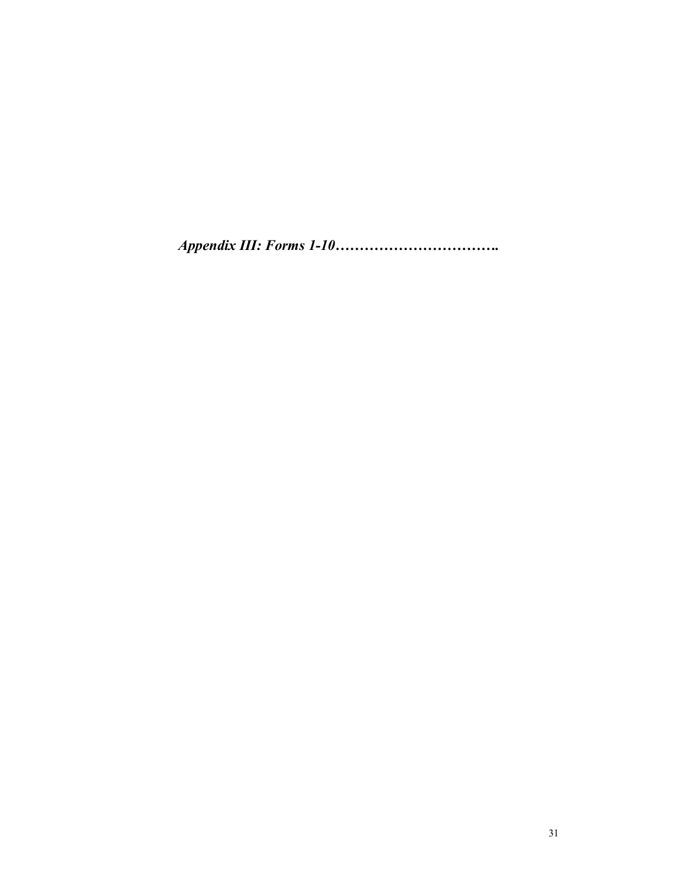***Appendix III: Forms 1-10…………………………….***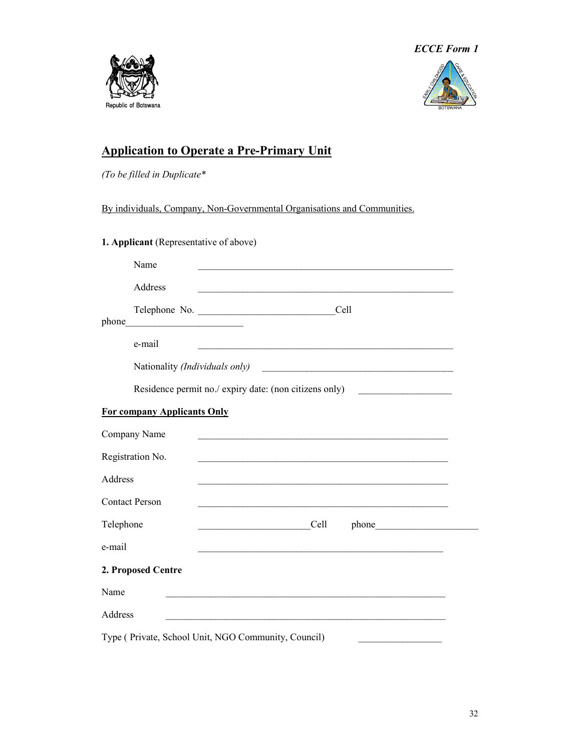*ECCE Form 1*

Republic of Botswana

## Application to Operate a Pre-Primary Unit

*(To be filled in Duplicate\**

By individuals, Company, Non-Governmental Organisations and Communities.

**1. Applicant** (Representative of above)

Name ______________________________________________________

Address ______________________________________________________

Telephone No. ____________________________Cell phone________________________

e-mail ______________________________________________________

Nationality *(Individuals only)* ________________________________________

Residence permit no./ expiry date: (non citizens only) ___________________

**For company Applicants Only**

Company Name ______________________________________________________

Registration No. ______________________________________________________

Address ______________________________________________________

Contact Person ______________________________________________________

Telephone _______________________Cell phone_____________________

e-mail ____________________________________________________

**2. Proposed Centre**

Name ___________________________________________________________

Address ___________________________________________________________

Type ( Private, School Unit, NGO Community, Council) _________________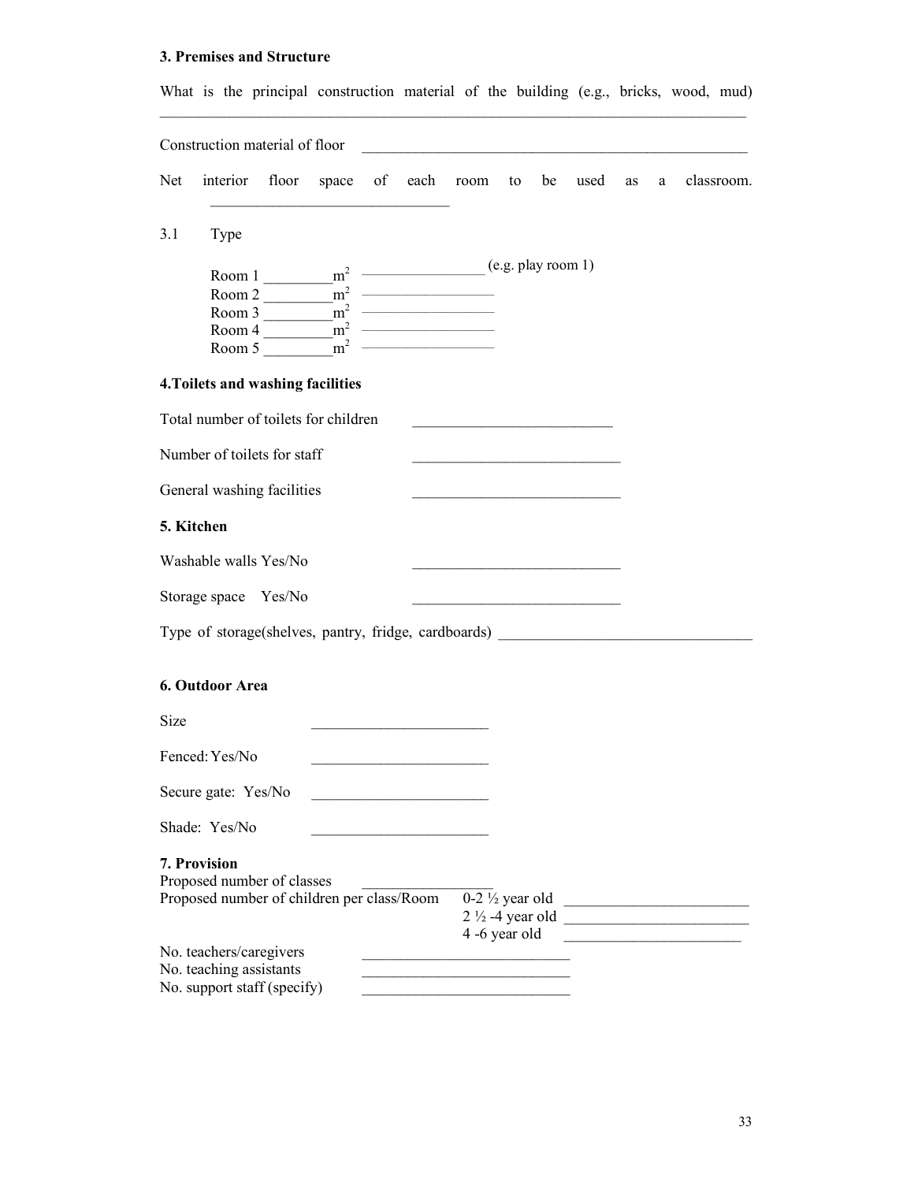**3. Premises and Structure**

What is the principal construction material of the building (e.g., bricks, wood, mud) ________________________________________________________________________________

Construction material of floor ____________________________________________________

Net interior floor space of each room to be used as a classroom. ________________________________

3.1 Type

Room 1 _________$m^2$ _________________ (e.g. play room 1)
Room 2 _________$m^2$ _________________
Room 3 _________$m^2$ _________________
Room 4 _________$m^2$ _________________
Room 5 _________$m^2$ _________________

**4.Toilets and washing facilities**

Total number of toilets for children ___________________________

Number of toilets for staff ____________________________

General washing facilities ____________________________

**5. Kitchen**

Washable walls Yes/No ____________________________

Storage space Yes/No ____________________________

Type of storage(shelves, pantry, fridge, cardboards) __________________________________

**6. Outdoor Area**

Size ________________________

Fenced: Yes/No ________________________

Secure gate: Yes/No ________________________

Shade: Yes/No ________________________

**7. Provision**

Proposed number of classes _________________
Proposed number of children per class/Room 0-2 ½ year old _________________________
2 ½ -4 year old _________________________
4 -6 year old ________________________

No. teachers/caregivers ____________________________
No. teaching assistants ____________________________
No. support staff (specify) ____________________________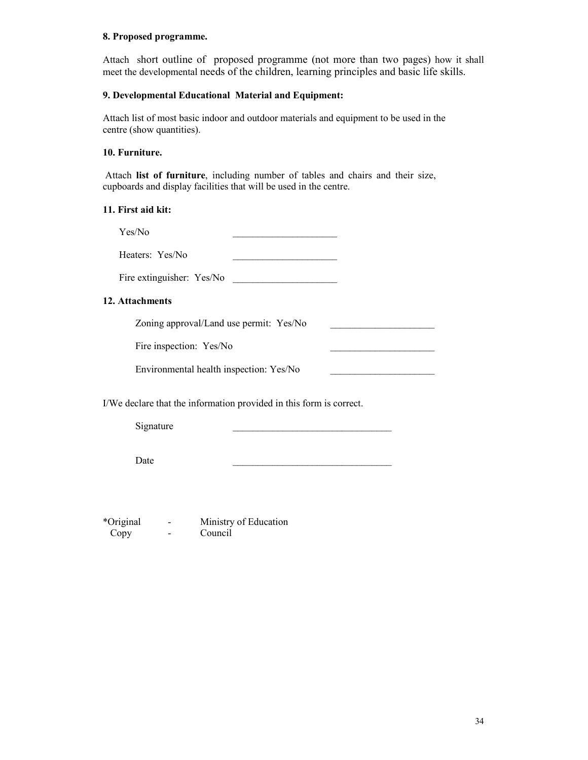**8. Proposed programme.**

Attach short outline of proposed programme (not more than two pages) how it shall meet the developmental needs of the children, learning principles and basic life skills.

**9. Developmental Educational Material and Equipment:**

Attach list of most basic indoor and outdoor materials and equipment to be used in the centre (show quantities).

**10. Furniture.**

Attach **list of furniture**, including number of tables and chairs and their size, cupboards and display facilities that will be used in the centre.

**11. First aid kit:**

Yes/No _____________________

Heaters: Yes/No _____________________

Fire extinguisher: Yes/No _____________________

**12. Attachments**

Zoning approval/Land use permit: Yes/No _____________________

Fire inspection: Yes/No _____________________

Environmental health inspection: Yes/No _____________________

I/We declare that the information provided in this form is correct.

Signature _________________________________

Date _________________________________

*Original - Ministry of Education
Copy - Council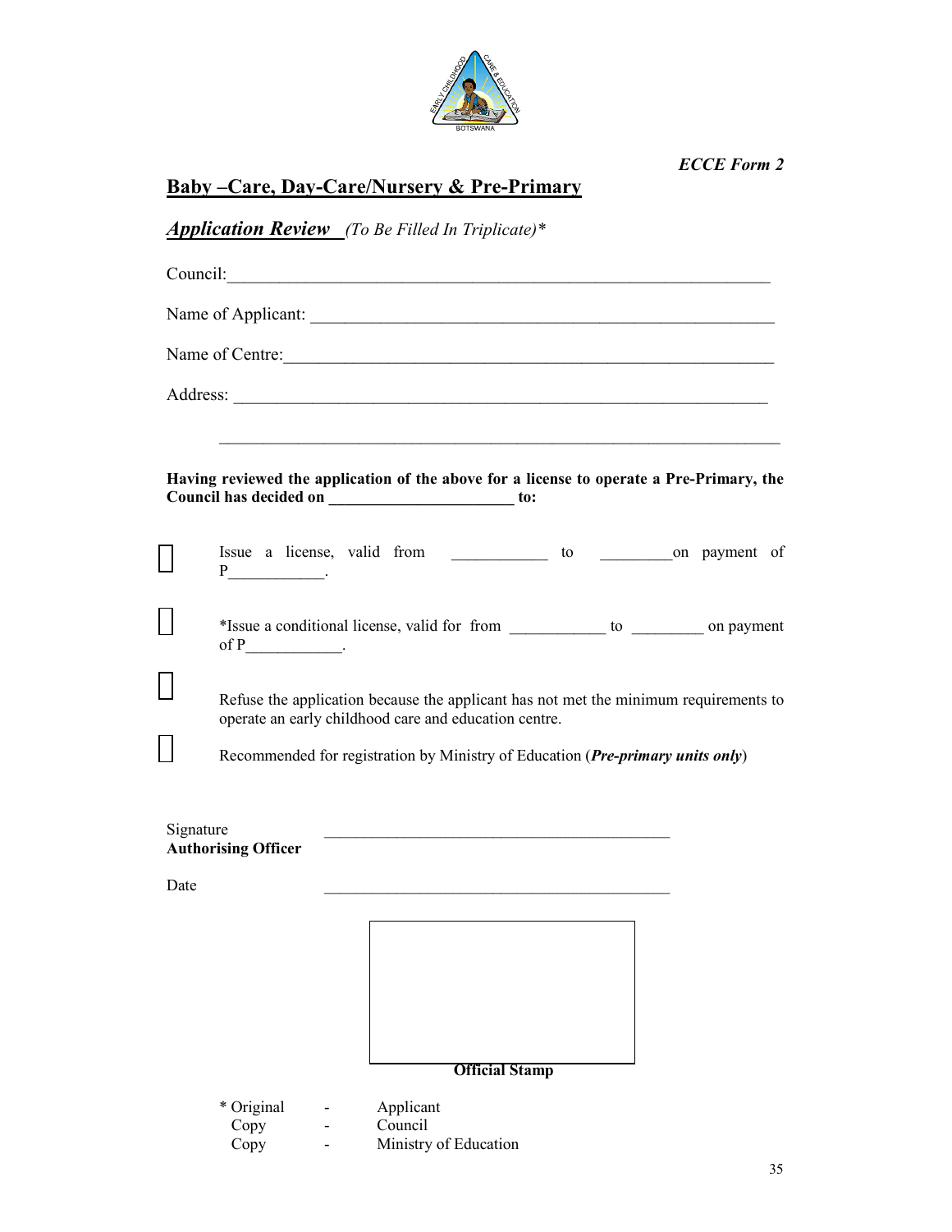*ECCE Form 2*

## Baby –Care, Day-Care/Nursery & Pre-Primary

***Application Review*** *(To Be Filled In Triplicate)**

Council:_______________________________________________________________

Name of Applicant: ______________________________________________________

Name of Centre:_________________________________________________________

Address: _______________________________________________________________

_______________________________________________________________

**Having reviewed the application of the above for a license to operate a Pre-Primary, the Council has decided on ______________________ to:**

☐ Issue a license, valid from ___________ to _________on payment of P___________.

☐ *Issue a conditional license, valid for from ___________ to _________ on payment of P___________.

☐ Refuse the application because the applicant has not met the minimum requirements to operate an early childhood care and education centre.

☐ Recommended for registration by Ministry of Education (***Pre-primary units only***)

Signature
**Authorising Officer** ________________________________________

Date ________________________________________

**Official Stamp**

| | | |
|---|---|---|
| * Original | - | Applicant |
| Copy | - | Council |
| Copy | - | Ministry of Education |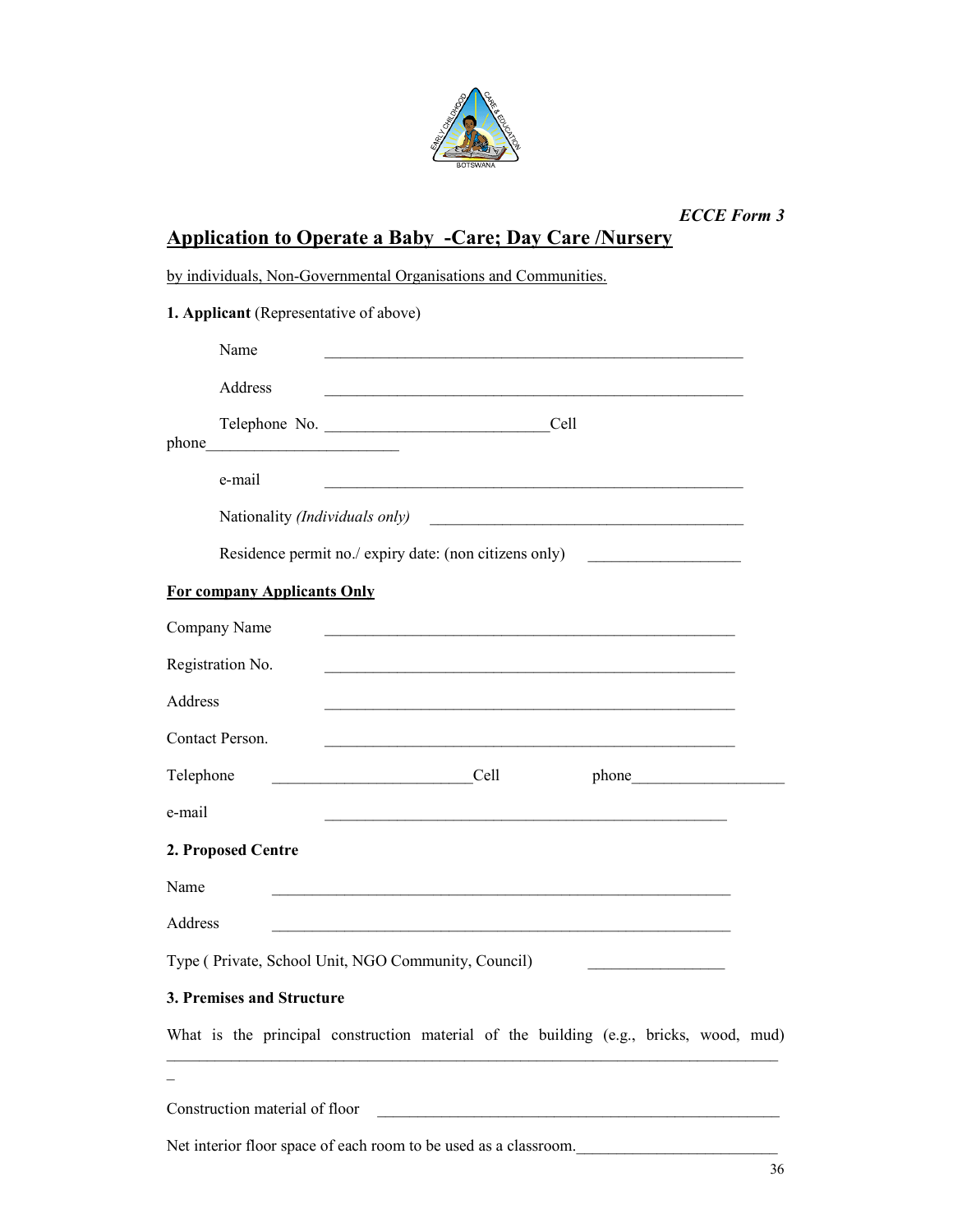*ECCE Form 3*

# Application to Operate a Baby -Care; Day Care /Nursery

by individuals, Non-Governmental Organisations and Communities.

**1. Applicant** (Representative of above)

Name ______________________________________________________

Address ______________________________________________________

Telephone No. ____________________________Cell phone________________________

e-mail ______________________________________________________

Nationality *(Individuals only)* ________________________________________

Residence permit no./ expiry date: (non citizens only) ___________________

**For company Applicants Only**

Company Name ______________________________________________________

Registration No. ______________________________________________________

Address ______________________________________________________

Contact Person. ______________________________________________________

Telephone __________________________Cell phone___________________

e-mail ____________________________________________________

**2. Proposed Centre**

Name ____________________________________________________________

Address ____________________________________________________________

Type ( Private, School Unit, NGO Community, Council) _________________

**3. Premises and Structure**

What is the principal construction material of the building (e.g., bricks, wood, mud) ________________________________________________________________________________

Construction material of floor ____________________________________________________

Net interior floor space of each room to be used as a classroom.________________________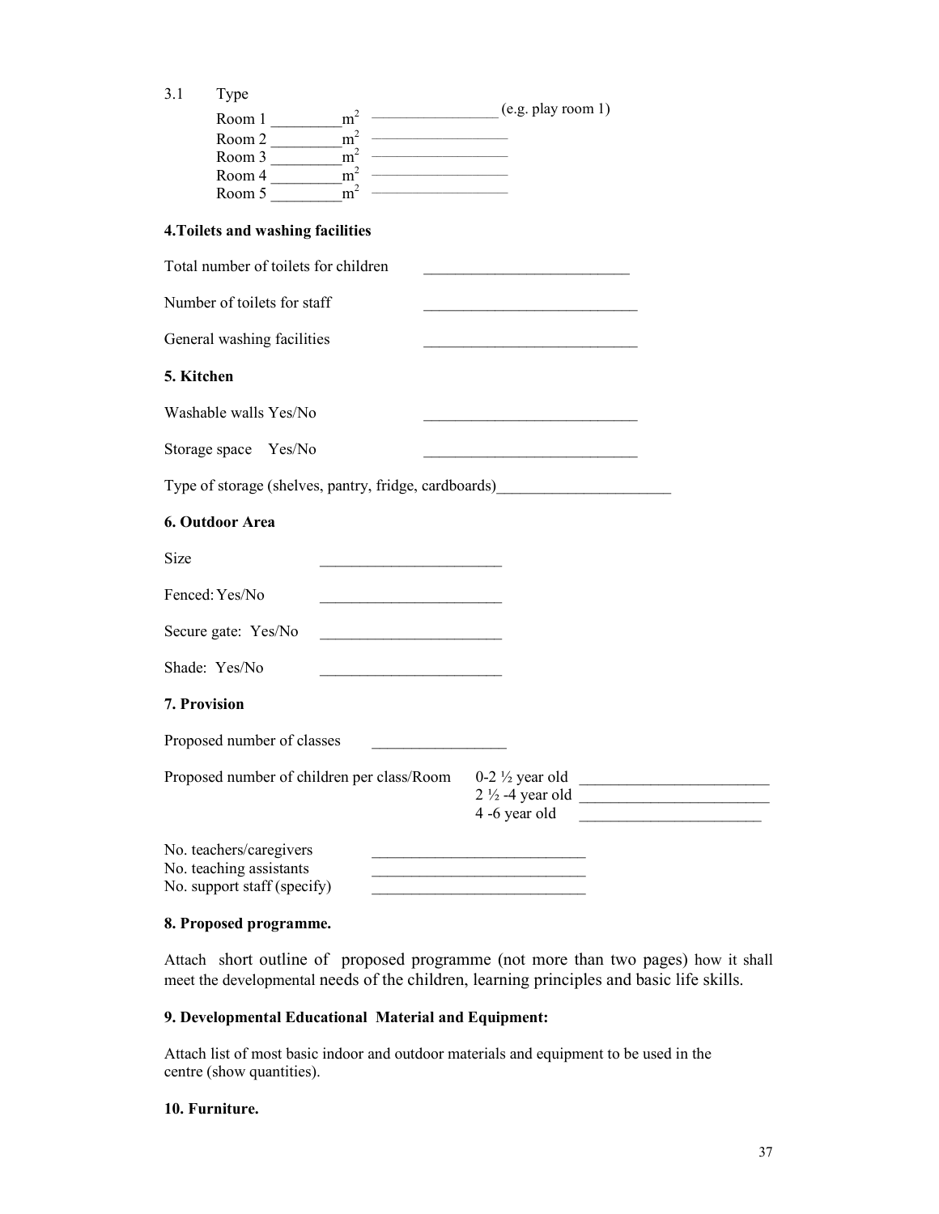3.1 Type

Room 1 _________$m^2$ _________________ (e.g. play room 1)
Room 2 _________$m^2$ _________________
Room 3 _________$m^2$ _________________
Room 4 _________$m^2$ _________________
Room 5 _________$m^2$ _________________

**4.Toilets and washing facilities**

Total number of toilets for children ___________________________

Number of toilets for staff ____________________________

General washing facilities ____________________________

**5. Kitchen**

Washable walls Yes/No ____________________________

Storage space Yes/No ____________________________

Type of storage (shelves, pantry, fridge, cardboards)_______________________

**6. Outdoor Area**

Size ________________________

Fenced: Yes/No ________________________

Secure gate: Yes/No ________________________

Shade: Yes/No ________________________

**7. Provision**

Proposed number of classes _________________

Proposed number of children per class/Room
0-2 ½ year old _________________________
2 ½ -4 year old _________________________
4 -6 year old ________________________

No. teachers/caregivers ____________________________
No. teaching assistants ____________________________
No. support staff (specify) ____________________________

**8. Proposed programme.**

Attach short outline of proposed programme (not more than two pages) how it shall meet the developmental needs of the children, learning principles and basic life skills.

**9. Developmental Educational Material and Equipment:**

Attach list of most basic indoor and outdoor materials and equipment to be used in the centre (show quantities).

**10. Furniture.**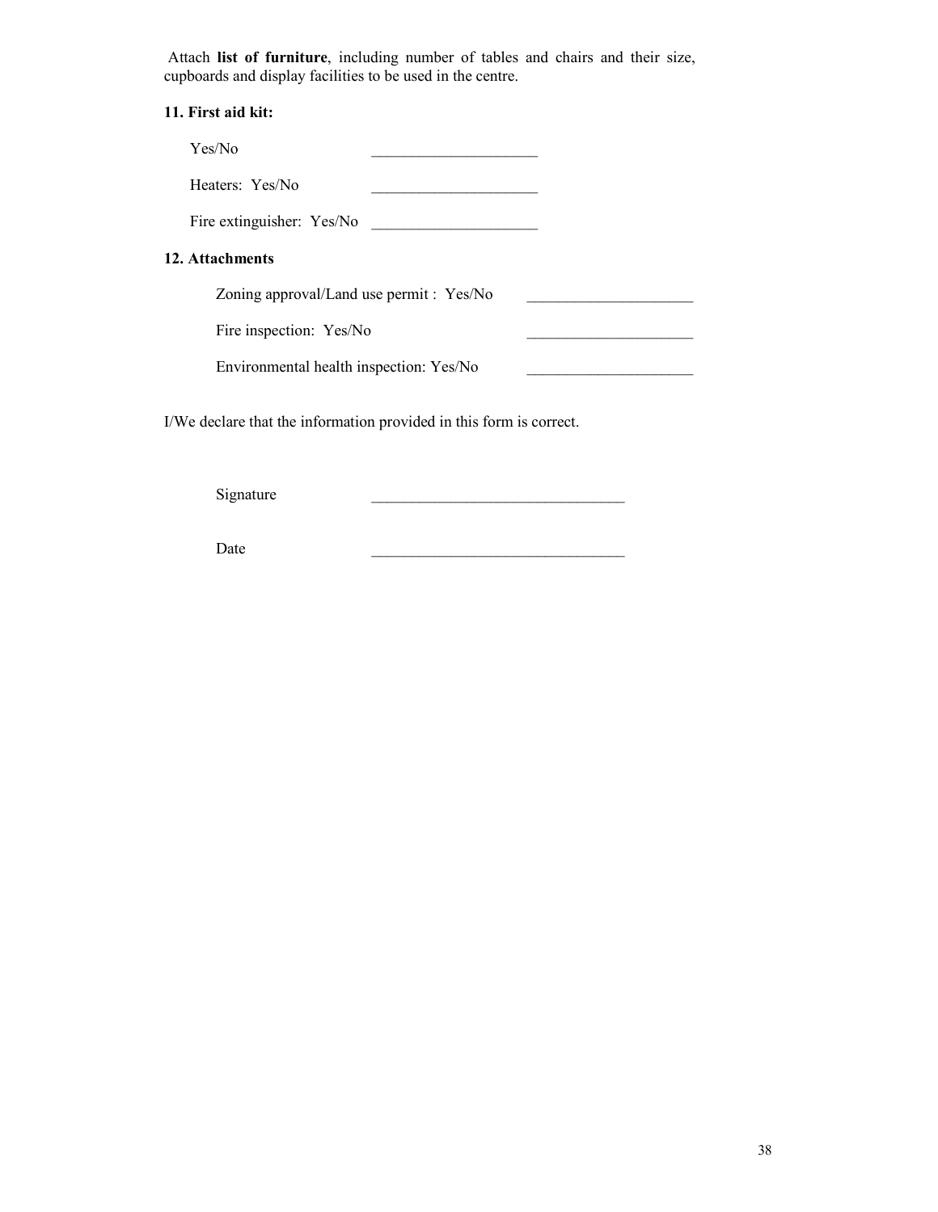Attach **list of furniture**, including number of tables and chairs and their size, cupboards and display facilities to be used in the centre.

**11. First aid kit:**

Yes/No \_\_\_\_\_\_\_\_\_\_\_\_\_\_\_\_\_\_\_\_\_\_

Heaters: Yes/No \_\_\_\_\_\_\_\_\_\_\_\_\_\_\_\_\_\_\_\_\_\_

Fire extinguisher: Yes/No \_\_\_\_\_\_\_\_\_\_\_\_\_\_\_\_\_\_\_\_\_\_

**12. Attachments**

Zoning approval/Land use permit : Yes/No \_\_\_\_\_\_\_\_\_\_\_\_\_\_\_\_\_\_\_\_\_\_

Fire inspection: Yes/No \_\_\_\_\_\_\_\_\_\_\_\_\_\_\_\_\_\_\_\_\_\_

Environmental health inspection: Yes/No \_\_\_\_\_\_\_\_\_\_\_\_\_\_\_\_\_\_\_\_\_\_

I/We declare that the information provided in this form is correct.

Signature \_\_\_\_\_\_\_\_\_\_\_\_\_\_\_\_\_\_\_\_\_\_\_\_\_\_\_\_\_\_\_\_\_\_

Date \_\_\_\_\_\_\_\_\_\_\_\_\_\_\_\_\_\_\_\_\_\_\_\_\_\_\_\_\_\_\_\_\_\_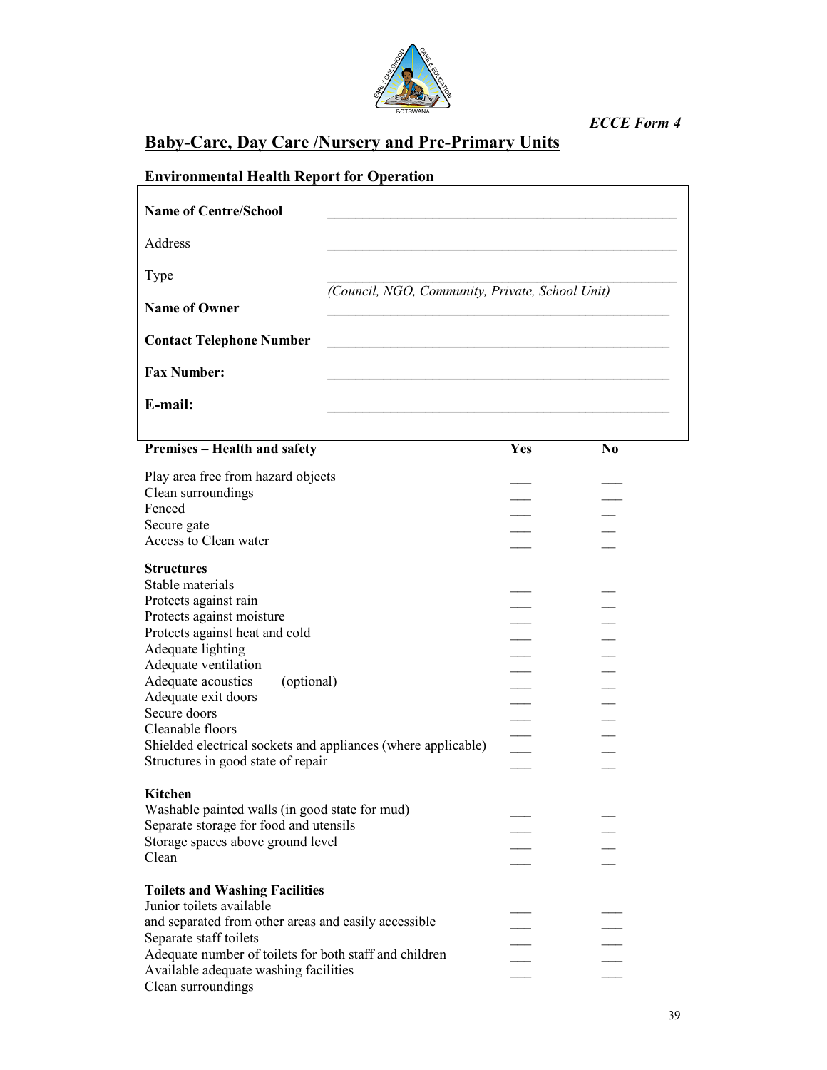*ECCE Form 4*

# Baby-Care, Day Care /Nursery and Pre-Primary Units

## Environmental Health Report for Operation

| | |
|---|---|
| **Name of Centre/School** | ___________________________________________ |
| Address | ___________________________________________ |
| Type | ___________________________________________ *(Council, NGO, Community, Private, School Unit)* |
| **Name of Owner** | ___________________________________________ |
| **Contact Telephone Number** | ___________________________________________ |
| **Fax Number:** | ___________________________________________ |
| **E-mail:** | ___________________________________________ |

| **Premises – Health and safety** | **Yes** | **No** |
|---|---|---|
| Play area free from hazard objects | ___ | ___ |
| Clean surroundings | ___ | ___ |
| Fenced | ___ | ___ |
| Secure gate | ___ | ___ |
| Access to Clean water | ___ | ___ |
| **Structures** | | |
| Stable materials | ___ | ___ |
| Protects against rain | ___ | ___ |
| Protects against moisture | ___ | ___ |
| Protects against heat and cold | ___ | ___ |
| Adequate lighting | ___ | ___ |
| Adequate ventilation | ___ | ___ |
| Adequate acoustics (optional) | ___ | ___ |
| Adequate exit doors | ___ | ___ |
| Secure doors | ___ | ___ |
| Cleanable floors | ___ | ___ |
| Shielded electrical sockets and appliances (where applicable) | ___ | ___ |
| Structures in good state of repair | ___ | ___ |
| **Kitchen** | | |
| Washable painted walls (in good state for mud) | ___ | ___ |
| Separate storage for food and utensils | ___ | ___ |
| Storage spaces above ground level | ___ | ___ |
| Clean | ___ | ___ |
| **Toilets and Washing Facilities** | | |
| Junior toilets available | ___ | ___ |
| and separated from other areas and easily accessible | ___ | ___ |
| Separate staff toilets | ___ | ___ |
| Adequate number of toilets for both staff and children | ___ | ___ |
| Available adequate washing facilities | ___ | ___ |
| Clean surroundings | | |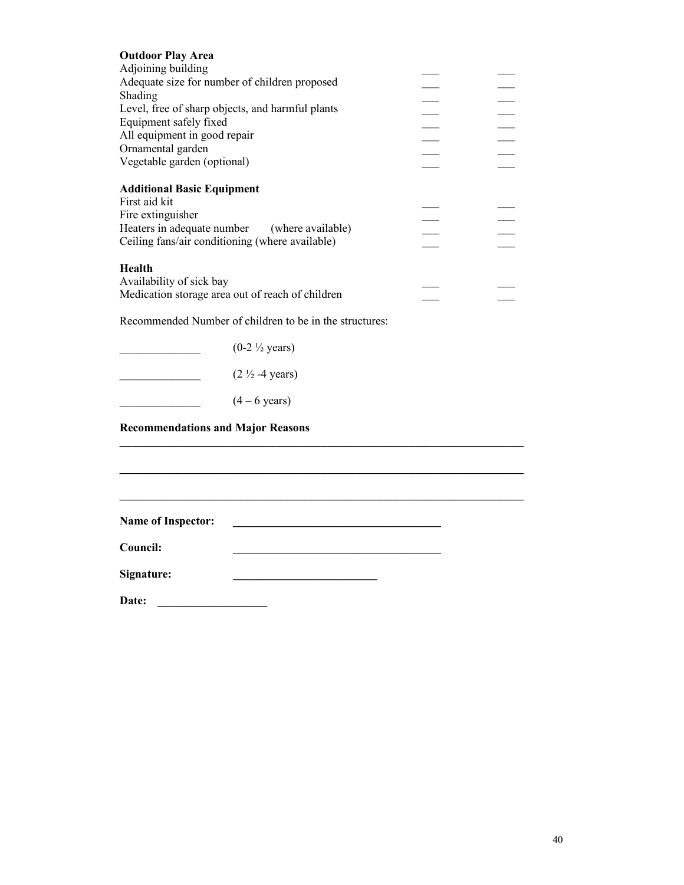**Outdoor Play Area**

| | | |
|---|---|---|
| Adjoining building | ___ | ___ |
| Adequate size for number of children proposed | ___ | ___ |
| Shading | ___ | ___ |
| Level, free of sharp objects, and harmful plants | ___ | ___ |
| Equipment safely fixed | ___ | ___ |
| All equipment in good repair | ___ | ___ |
| Ornamental garden | ___ | ___ |
| Vegetable garden (optional) | ___ | ___ |

**Additional Basic Equipment**

| | | |
|---|---|---|
| First aid kit | ___ | ___ |
| Fire extinguisher | ___ | ___ |
| Heaters in adequate number (where available) | ___ | ___ |
| Ceiling fans/air conditioning (where available) | ___ | ___ |

**Health**

| | | |
|---|---|---|
| Availability of sick bay | ___ | ___ |
| Medication storage area out of reach of children | ___ | ___ |

Recommended Number of children to be in the structures:

______________ (0-2 ½ years)

______________ (2 ½ -4 years)

______________ (4 – 6 years)

**Recommendations and Major Reasons**

______________________________________________________________________

______________________________________________________________________

______________________________________________________________________

**Name of Inspector:** ____________________________________

**Council:** ____________________________________

**Signature:** _________________________

**Date:** ___________________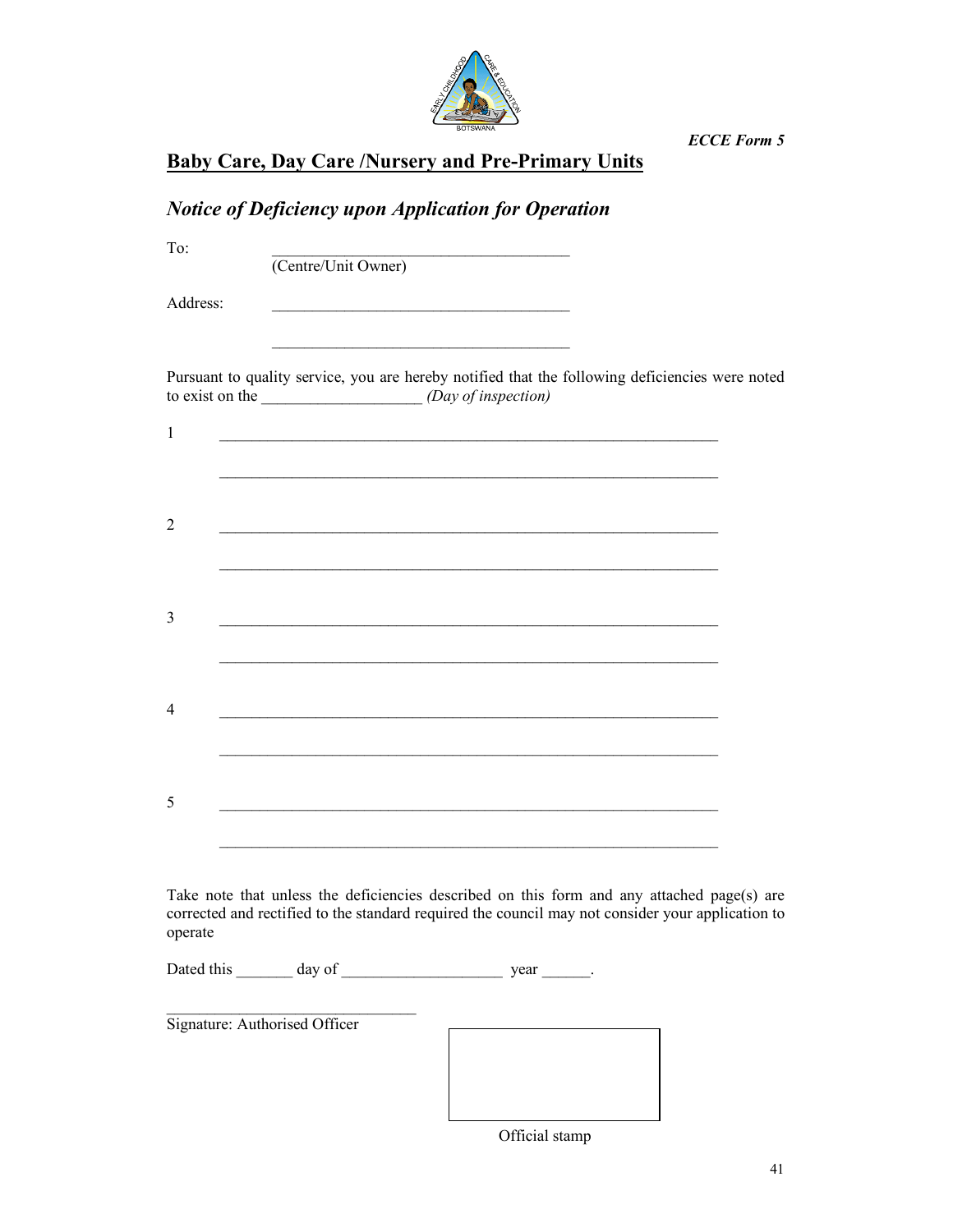*ECCE Form 5*

## Baby Care, Day Care /Nursery and Pre-Primary Units

### *Notice of Deficiency upon Application for Operation*

To: ______________________________________
(Centre/Unit Owner)

Address: ______________________________________

______________________________________

Pursuant to quality service, you are hereby notified that the following deficiencies were noted to exist on the ____________________ *(Day of inspection)*

1 ________________________________________________________________

________________________________________________________________

2 ________________________________________________________________

________________________________________________________________

3 ________________________________________________________________

________________________________________________________________

4 ________________________________________________________________

________________________________________________________________

5 ________________________________________________________________

________________________________________________________________

Take note that unless the deficiencies described on this form and any attached page(s) are corrected and rectified to the standard required the council may not consider your application to operate

Dated this _______ day of ____________________ year ______.

________________________________
Signature: Authorised Officer

Official stamp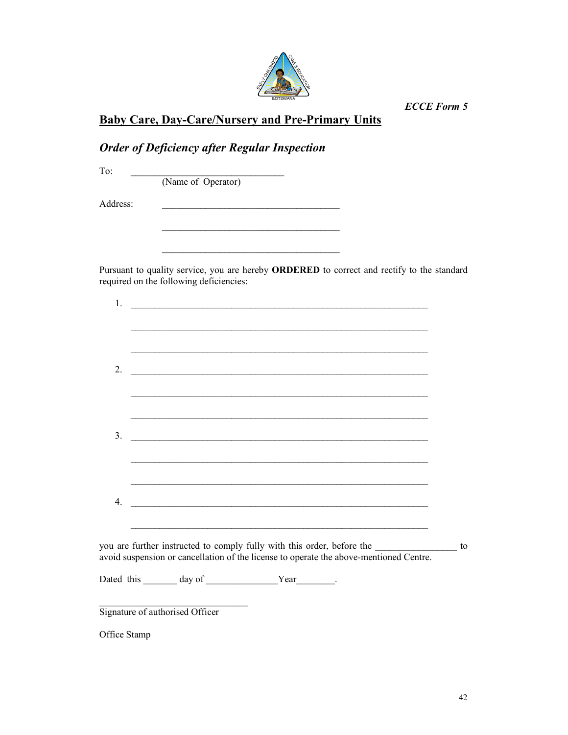*ECCE Form 5*

## Baby Care, Day-Care/Nursery and Pre-Primary Units

### *Order of Deficiency after Regular Inspection*

To: _______________________________
(Name of Operator)

Address: ____________________________________

____________________________________

____________________________________

Pursuant to quality service, you are hereby **ORDERED** to correct and rectify to the standard required on the following deficiencies:

1. _________________________________________________________________

_________________________________________________________________

_________________________________________________________________

2. _________________________________________________________________

_________________________________________________________________

_________________________________________________________________

3. _________________________________________________________________

_________________________________________________________________

_________________________________________________________________

4. _________________________________________________________________

_________________________________________________________________

you are further instructed to comply fully with this order, before the _________________ to avoid suspension or cancellation of the license to operate the above-mentioned Centre.

Dated this _______ day of _______________ Year________.

________________________________
Signature of authorised Officer

Office Stamp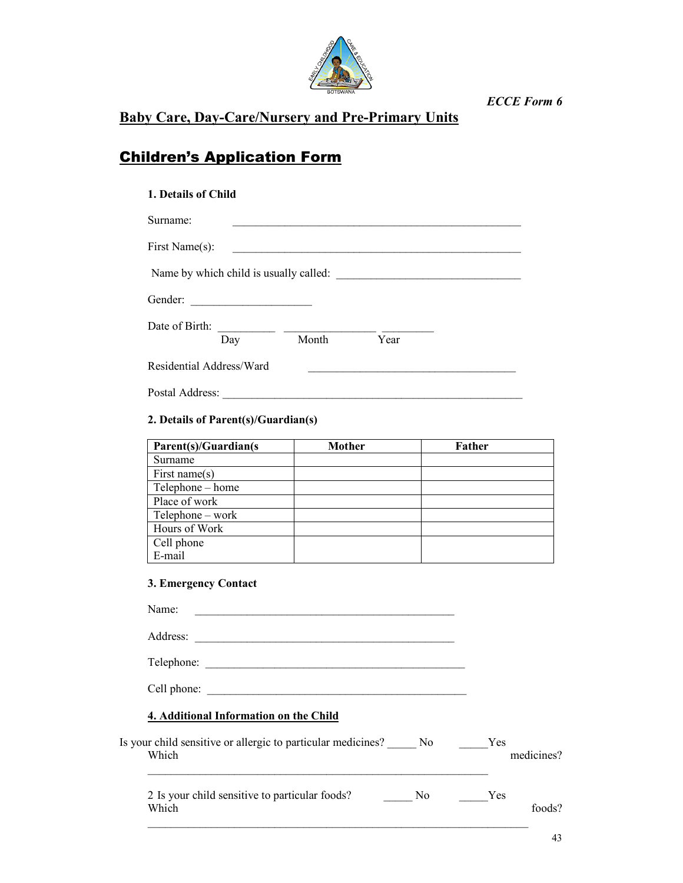*ECCE Form 6*

## Baby Care, Day-Care/Nursery and Pre-Primary Units

## Children's Application Form

**1. Details of Child**

Surname: ______________________________________________________

First Name(s): ______________________________________________________

Name by which child is usually called: ________________________________

Gender: ______________________

Date of Birth: __________ ________________ _________
Day Month Year

Residential Address/Ward ______________________________________

Postal Address: ______________________________________________________

**2. Details of Parent(s)/Guardian(s)**

| Parent(s)/Guardian(s | Mother | Father |
|---|---|---|
| Surname | | |
| First name(s) | | |
| Telephone – home | | |
| Place of work | | |
| Telephone – work | | |
| Hours of Work | | |
| Cell phone<br>E-mail | | |

**3. Emergency Contact**

Name: ________________________________________________

Address: ________________________________________________

Telephone: ________________________________________________

Cell phone: ________________________________________________

**4. Additional Information on the Child**

Is your child sensitive or allergic to particular medicines? _____ No _____Yes
Which medicines?
_______________________________________________________________

2 Is your child sensitive to particular foods? _____ No _____Yes
Which foods?
_______________________________________________________________________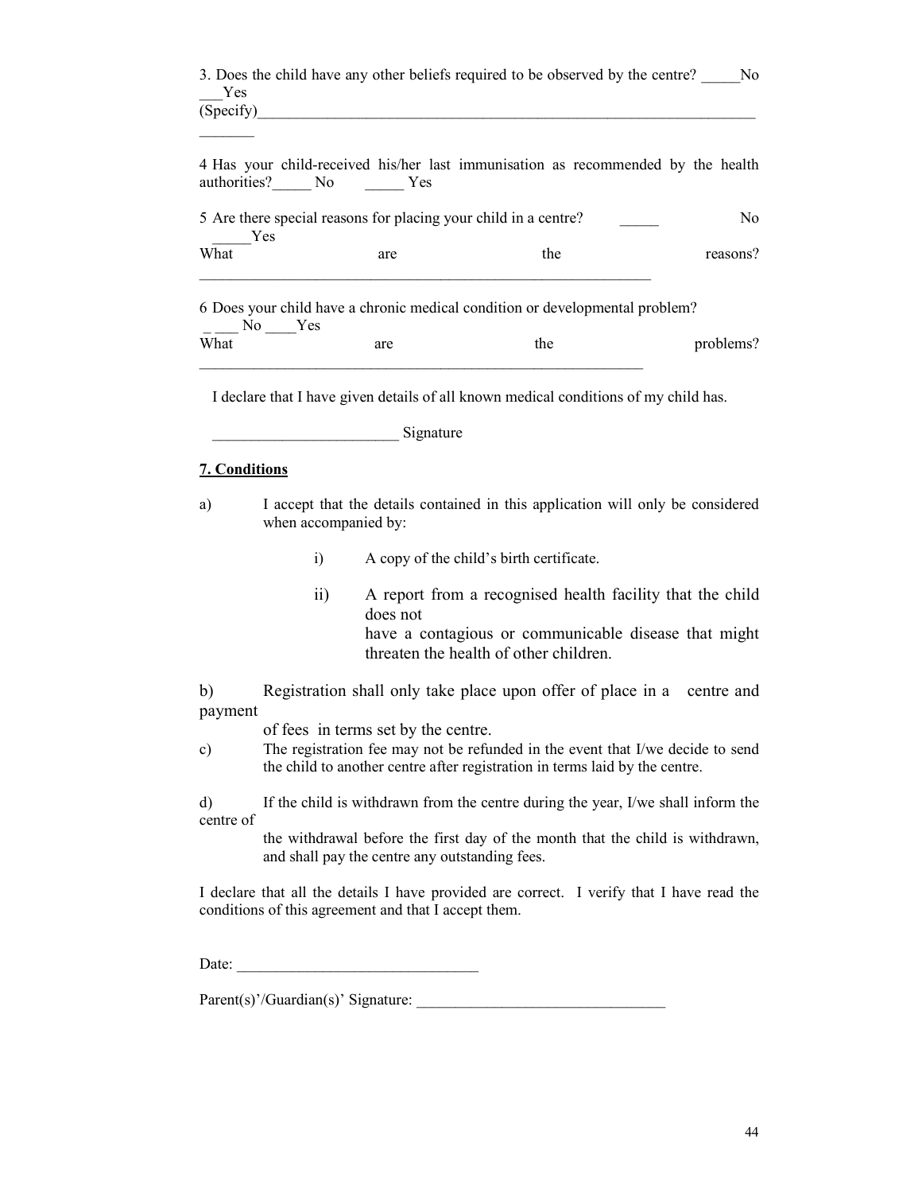3. Does the child have any other beliefs required to be observed by the centre? _____No ___Yes
(Specify)______________________________________________________________________

4 Has your child-received his/her last immunisation as recommended by the health authorities?_____ No _____ Yes

5 Are there special reasons for placing your child in a centre? _____ No _____Yes
What are the reasons? ___________________________________________________________

6 Does your child have a chronic medical condition or developmental problem?
_ ___ No ____Yes
What are the problems? ___________________________________________________________

I declare that I have given details of all known medical conditions of my child has.

________________________ Signature

**7. Conditions**

a) I accept that the details contained in this application will only be considered when accompanied by:

   i) A copy of the child's birth certificate.

   ii) A report from a recognised health facility that the child does not have a contagious or communicable disease that might threaten the health of other children.

b) Registration shall only take place upon offer of place in a centre and payment of fees in terms set by the centre.

c) The registration fee may not be refunded in the event that I/we decide to send the child to another centre after registration in terms laid by the centre.

d) If the child is withdrawn from the centre during the year, I/we shall inform the centre of the withdrawal before the first day of the month that the child is withdrawn, and shall pay the centre any outstanding fees.

I declare that all the details I have provided are correct. I verify that I have read the conditions of this agreement and that I accept them.

Date: _______________________________

Parent(s)'/Guardian(s)' Signature: _________________________________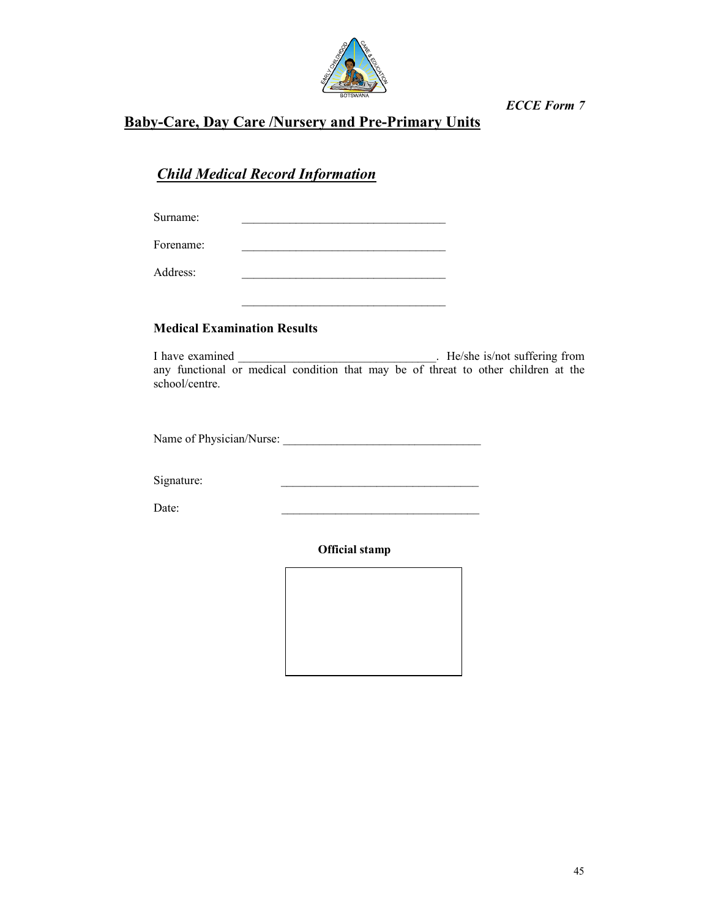*ECCE Form 7*

## Baby-Care, Day Care /Nursery and Pre-Primary Units

### *Child Medical Record Information*

Surname: ___________________________________

Forename: ___________________________________

Address: ___________________________________

___________________________________

**Medical Examination Results**

I have examined ___________________________________. He/she is/not suffering from any functional or medical condition that may be of threat to other children at the school/centre.

Name of Physician/Nurse: ___________________________________

Signature: ___________________________________

Date: ___________________________________

**Official stamp**

| |
|---|
| |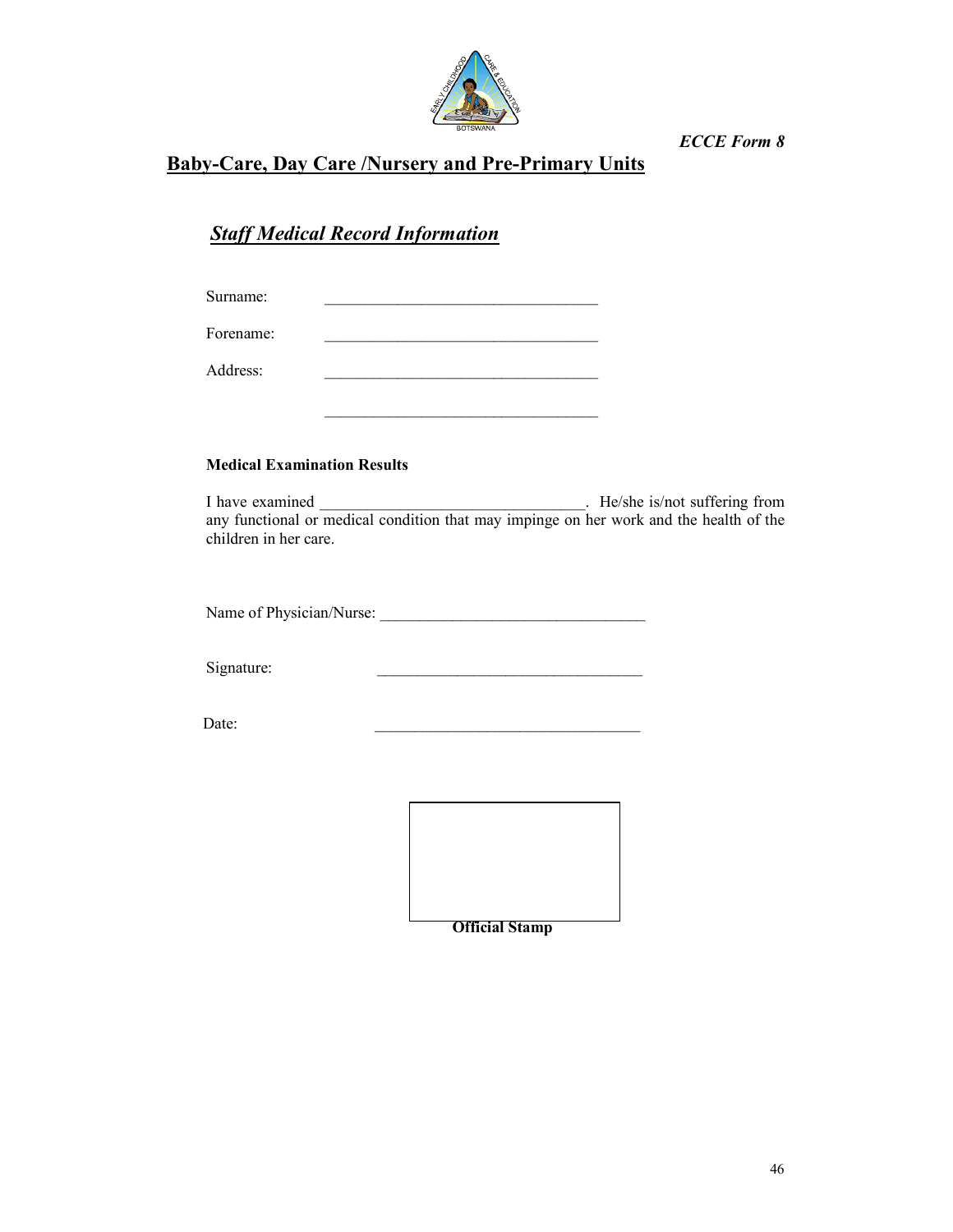*ECCE Form 8*

# Baby-Care, Day Care /Nursery and Pre-Primary Units

## *Staff Medical Record Information*

Surname: ___________________________________

Forename: ___________________________________

Address: ___________________________________

___________________________________

**Medical Examination Results**

I have examined _________________________________. He/she is/not suffering from any functional or medical condition that may impinge on her work and the health of the children in her care.

Name of Physician/Nurse: _________________________________

Signature: _________________________________

Date: _________________________________

**Official Stamp**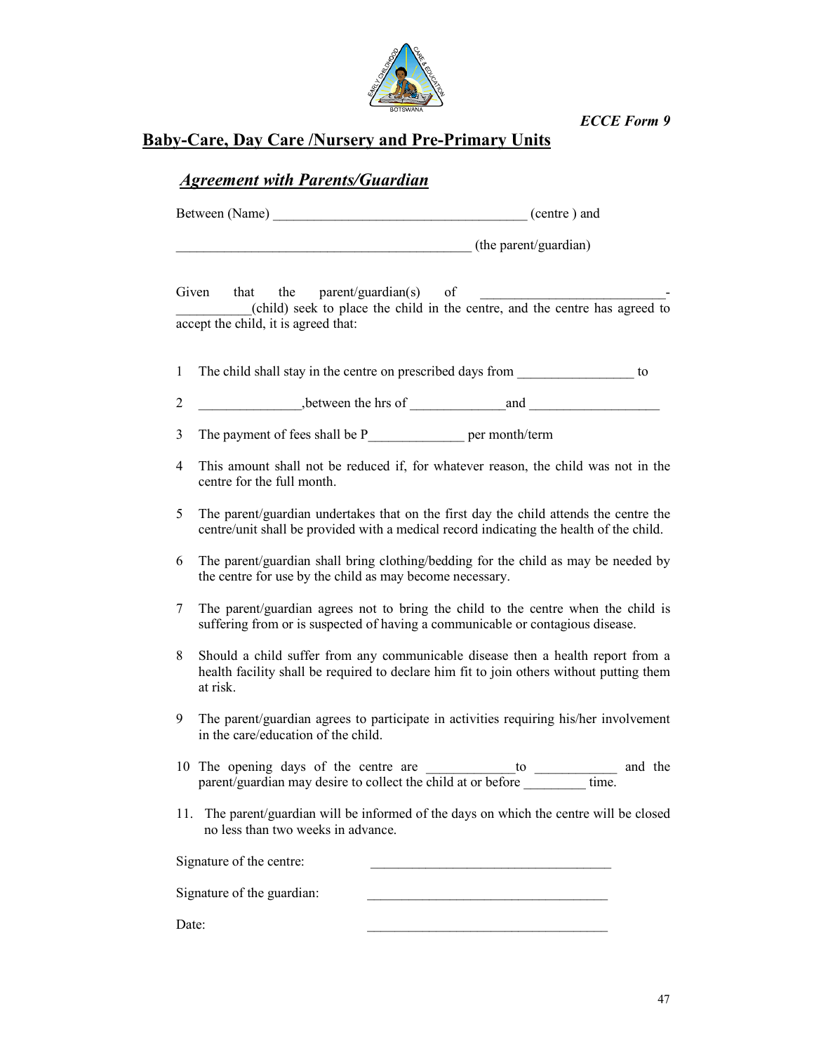ECCE Form 9

## Baby-Care, Day Care /Nursery and Pre-Primary Units

### *Agreement with Parents/Guardian*

Between (Name) ____________________________________ (centre ) and

___________________________________________ (the parent/guardian)

Given that the parent/guardian(s) of ___________________________-___________(child) seek to place the child in the centre, and the centre has agreed to accept the child, it is agreed that:

1 The child shall stay in the centre on prescribed days from _________________ to

2 _______________,between the hrs of ______________and ___________________

3 The payment of fees shall be P______________ per month/term

4 This amount shall not be reduced if, for whatever reason, the child was not in the centre for the full month.

5 The parent/guardian undertakes that on the first day the child attends the centre the centre/unit shall be provided with a medical record indicating the health of the child.

6 The parent/guardian shall bring clothing/bedding for the child as may be needed by the centre for use by the child as may become necessary.

7 The parent/guardian agrees not to bring the child to the centre when the child is suffering from or is suspected of having a communicable or contagious disease.

8 Should a child suffer from any communicable disease then a health report from a health facility shall be required to declare him fit to join others without putting them at risk.

9 The parent/guardian agrees to participate in activities requiring his/her involvement in the care/education of the child.

10 The opening days of the centre are _____________to ____________ and the parent/guardian may desire to collect the child at or before _________ time.

11. The parent/guardian will be informed of the days on which the centre will be closed no less than two weeks in advance.

Signature of the centre: ____________________________________

Signature of the guardian: ____________________________________

Date: ____________________________________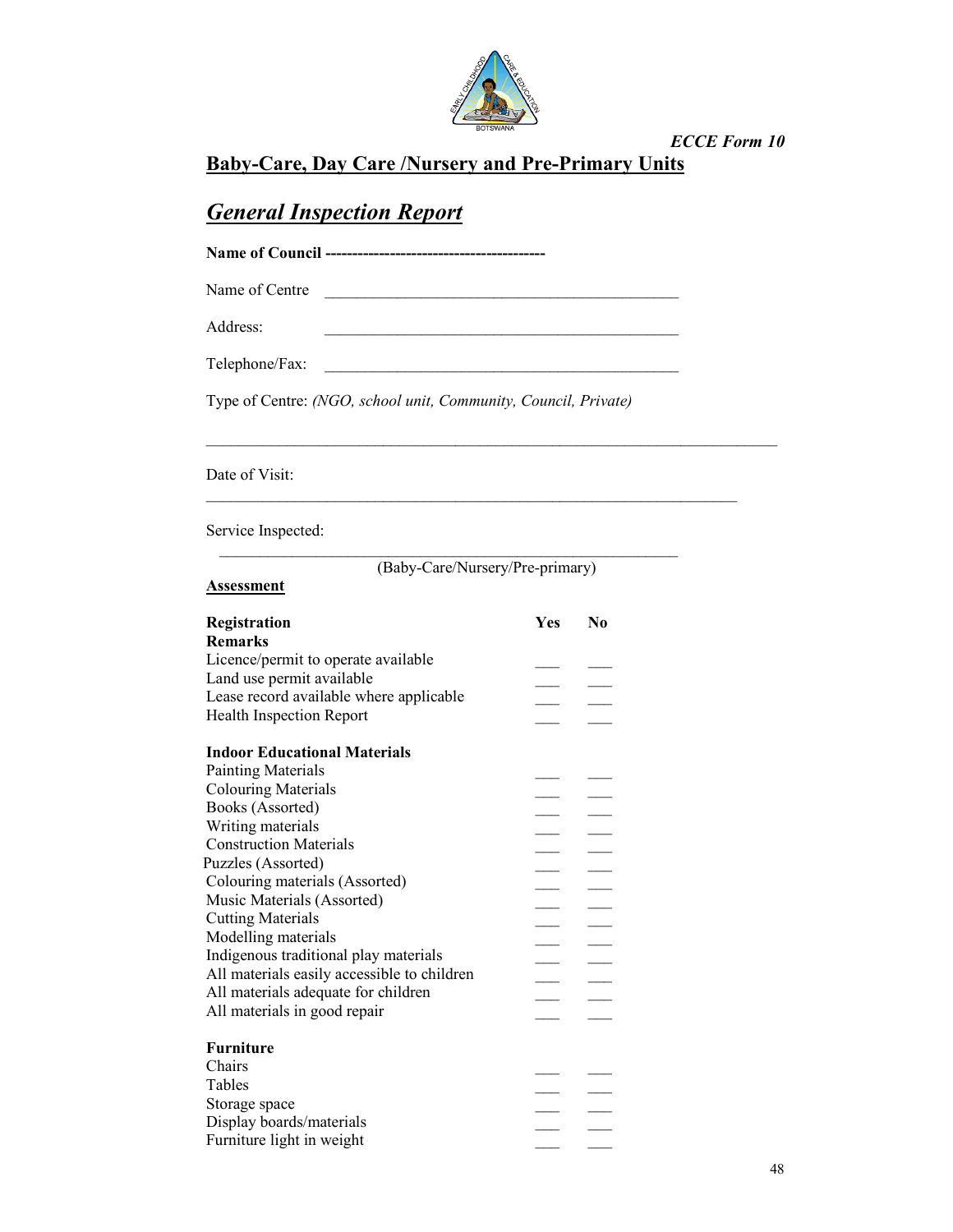*ECCE Form 10*

## Baby-Care, Day Care /Nursery and Pre-Primary Units

## *General Inspection Report*

**Name of Council ----------------------------------------**

Name of Centre ______________________________________________

Address: ______________________________________________

Telephone/Fax: ______________________________________________

Type of Centre: *(NGO, school unit, Community, Council, Private)*

_________________________________________________________________________

Date of Visit:

_____________________________________________________________________

Service Inspected:

___________________________________________________________

(Baby-Care/Nursery/Pre-primary)

**Assessment**

| **Registration** <br> **Remarks** | **Yes** | **No** |
|---|---|---|
| Licence/permit to operate available | ___ | ___ |
| Land use permit available | ___ | ___ |
| Lease record available where applicable | ___ | ___ |
| Health Inspection Report | ___ | ___ |
| **Indoor Educational Materials** | | |
| Painting Materials | ___ | ___ |
| Colouring Materials | ___ | ___ |
| Books (Assorted) | ___ | ___ |
| Writing materials | ___ | ___ |
| Construction Materials | ___ | ___ |
| Puzzles (Assorted) | ___ | ___ |
| Colouring materials (Assorted) | ___ | ___ |
| Music Materials (Assorted) | ___ | ___ |
| Cutting Materials | ___ | ___ |
| Modelling materials | ___ | ___ |
| Indigenous traditional play materials | ___ | ___ |
| All materials easily accessible to children | ___ | ___ |
| All materials adequate for children | ___ | ___ |
| All materials in good repair | ___ | ___ |
| **Furniture** | | |
| Chairs | ___ | ___ |
| Tables | ___ | ___ |
| Storage space | ___ | ___ |
| Display boards/materials | ___ | ___ |
| Furniture light in weight | ___ | ___ |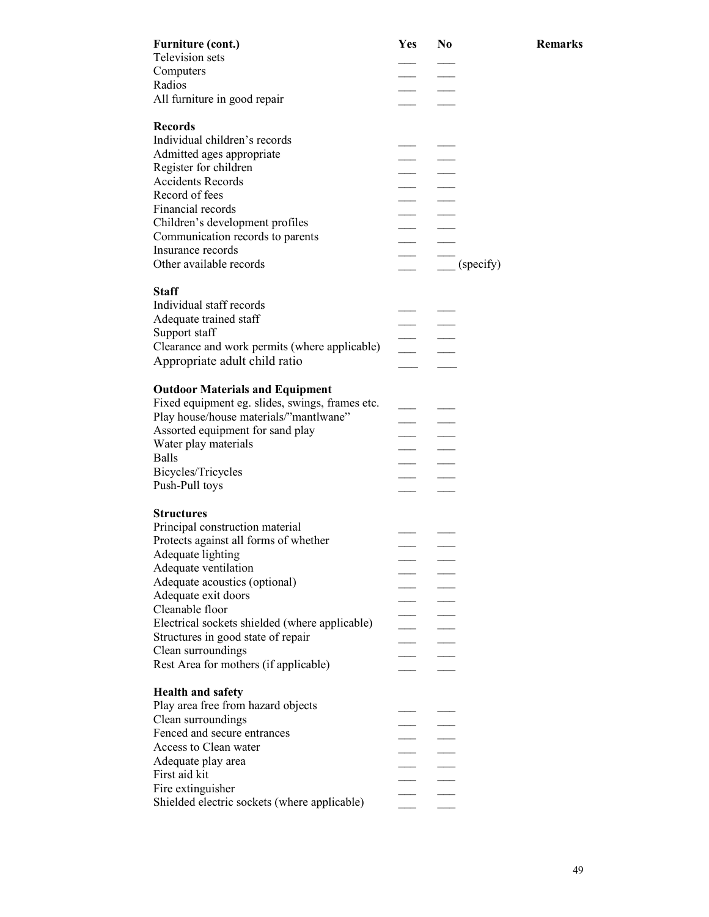| Furniture (cont.) | Yes | No | Remarks |
|---|---|---|---|
| Television sets | ___ | ___ | |
| Computers | ___ | ___ | |
| Radios | ___ | ___ | |
| All furniture in good repair | ___ | ___ | |
| **Records** | | | |
| Individual children's records | ___ | ___ | |
| Admitted ages appropriate | ___ | ___ | |
| Register for children | ___ | ___ | |
| Accidents Records | ___ | ___ | |
| Record of fees | ___ | ___ | |
| Financial records | ___ | ___ | |
| Children's development profiles | ___ | ___ | |
| Communication records to parents | ___ | ___ | |
| Insurance records | ___ | ___ | |
| Other available records | ___ | ___ (specify) | |
| **Staff** | | | |
| Individual staff records | ___ | ___ | |
| Adequate trained staff | ___ | ___ | |
| Support staff | ___ | ___ | |
| Clearance and work permits (where applicable) | ___ | ___ | |
| Appropriate adult child ratio | ___ | ___ | |
| **Outdoor Materials and Equipment** | | | |
| Fixed equipment eg. slides, swings, frames etc. | ___ | ___ | |
| Play house/house materials/"mantlwane" | ___ | ___ | |
| Assorted equipment for sand play | ___ | ___ | |
| Water play materials | ___ | ___ | |
| Balls | ___ | ___ | |
| Bicycles/Tricycles | ___ | ___ | |
| Push-Pull toys | ___ | ___ | |
| **Structures** | | | |
| Principal construction material | ___ | ___ | |
| Protects against all forms of whether | ___ | ___ | |
| Adequate lighting | ___ | ___ | |
| Adequate ventilation | ___ | ___ | |
| Adequate acoustics (optional) | ___ | ___ | |
| Adequate exit doors | ___ | ___ | |
| Cleanable floor | ___ | ___ | |
| Electrical sockets shielded (where applicable) | ___ | ___ | |
| Structures in good state of repair | ___ | ___ | |
| Clean surroundings | ___ | ___ | |
| Rest Area for mothers (if applicable) | ___ | ___ | |
| **Health and safety** | | | |
| Play area free from hazard objects | ___ | ___ | |
| Clean surroundings | ___ | ___ | |
| Fenced and secure entrances | ___ | ___ | |
| Access to Clean water | ___ | ___ | |
| Adequate play area | ___ | ___ | |
| First aid kit | ___ | ___ | |
| Fire extinguisher | ___ | ___ | |
| Shielded electric sockets (where applicable) | ___ | ___ | |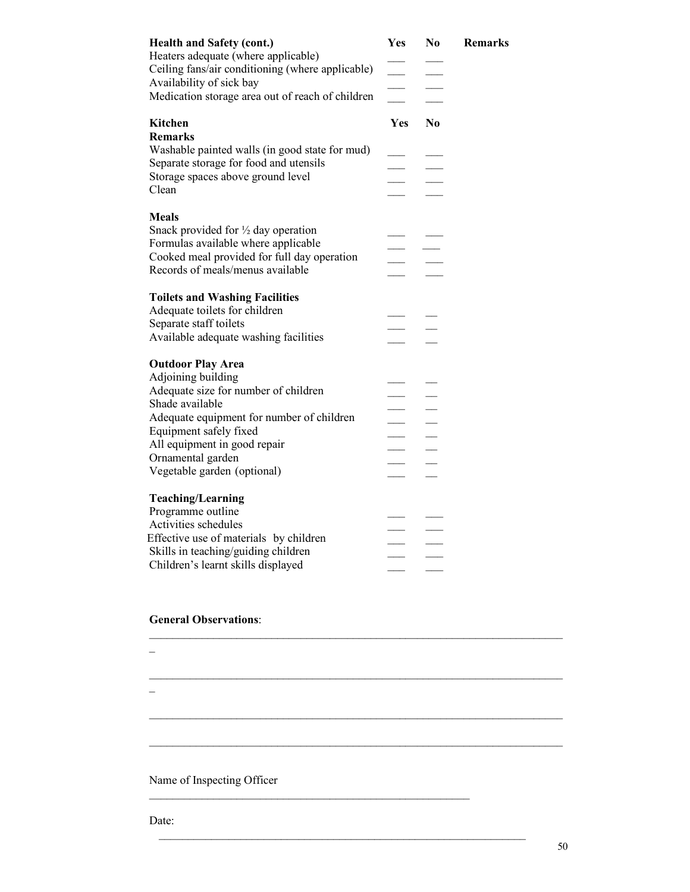| Health and Safety (cont.) | Yes | No | Remarks |
|---|---|---|---|
| Heaters adequate (where applicable) | ___ | ___ | |
| Ceiling fans/air conditioning (where applicable) | ___ | ___ | |
| Availability of sick bay | ___ | ___ | |
| Medication storage area out of reach of children | ___ | ___ | |

| Kitchen | Yes | No |
|---|---|---|
| **Remarks** | | |
| Washable painted walls (in good state for mud) | ___ | ___ |
| Separate storage for food and utensils | ___ | ___ |
| Storage spaces above ground level | ___ | ___ |
| Clean | ___ | ___ |

**Meals**

| | | |
|---|---|---|
| Snack provided for ½ day operation | ___ | ___ |
| Formulas available where applicable | ___ | ___ |
| Cooked meal provided for full day operation | ___ | ___ |
| Records of meals/menus available | ___ | ___ |

**Toilets and Washing Facilities**

| | | |
|---|---|---|
| Adequate toilets for children | ___ | __ |
| Separate staff toilets | ___ | __ |
| Available adequate washing facilities | ___ | __ |

**Outdoor Play Area**

| | | |
|---|---|---|
| Adjoining building | ___ | __ |
| Adequate size for number of children | ___ | __ |
| Shade available | ___ | __ |
| Adequate equipment for number of children | ___ | __ |
| Equipment safely fixed | ___ | __ |
| All equipment in good repair | ___ | __ |
| Ornamental garden | ___ | __ |
| Vegetable garden (optional) | ___ | __ |

**Teaching/Learning**

| | | |
|---|---|---|
| Programme outline | ___ | ___ |
| Activities schedules | ___ | ___ |
| Effective use of materials by children | ___ | ___ |
| Skills in teaching/guiding children | ___ | ___ |
| Children's learnt skills displayed | ___ | ___ |

**General Observations**:

___________________________________________________________________________

___________________________________________________________________________

___________________________________________________________________________

___________________________________________________________________________

Name of Inspecting Officer

__________________________________________________________

Date:

___________________________________________________________________